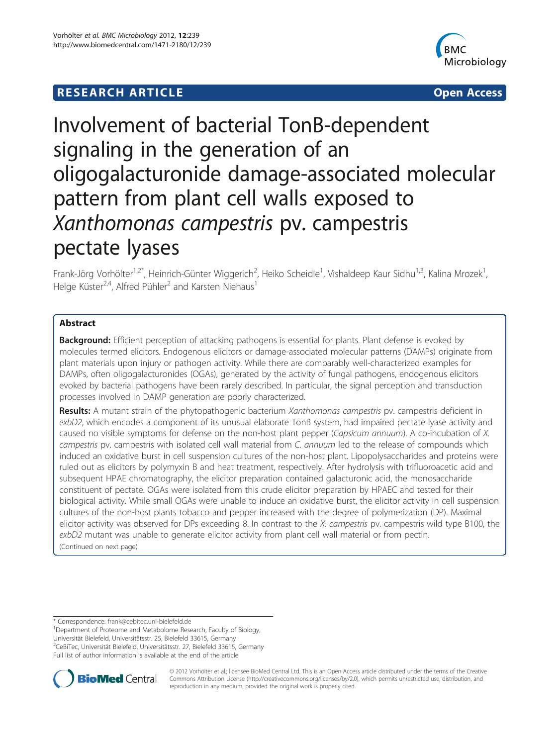RESEARCH ARTICLE Open Access

# Involvement of bacterial TonB-dependent signaling in the generation of an oligogalacturonide damage-associated molecular pattern from plant cell walls exposed to *Xanthomonas campestris* pv. campestris pectate lyases

Frank-Jörg Vorhölter[1,2*], Heinrich-Günter Wiggerich[2], Heiko Scheidle[1], Vishaldeep Kaur Sidhu[1,3], Kalina Mrozek[1], Helge Küster[2,4], Alfred Pühler[2] and Karsten Niehaus[1]

## Abstract

**Background:** Efficient perception of attacking pathogens is essential for plants. Plant defense is evoked by molecules termed elicitors. Endogenous elicitors or damage-associated molecular patterns (DAMPs) originate from plant materials upon injury or pathogen activity. While there are comparably well-characterized examples for DAMPs, often oligogalacturonides (OGAs), generated by the activity of fungal pathogens, endogenous elicitors evoked by bacterial pathogens have been rarely described. In particular, the signal perception and transduction processes involved in DAMP generation are poorly characterized.

**Results:** A mutant strain of the phytopathogenic bacterium *Xanthomonas campestris* pv. campestris deficient in *exbD2*, which encodes a component of its unusual elaborate TonB system, had impaired pectate lyase activity and caused no visible symptoms for defense on the non-host plant pepper (*Capsicum annuum*). A co-incubation of *X. campestris* pv. campestris with isolated cell wall material from *C. annuum* led to the release of compounds which induced an oxidative burst in cell suspension cultures of the non-host plant. Lipopolysaccharides and proteins were ruled out as elicitors by polymyxin B and heat treatment, respectively. After hydrolysis with trifluoroacetic acid and subsequent HPAE chromatography, the elicitor preparation contained galacturonic acid, the monosaccharide constituent of pectate. OGAs were isolated from this crude elicitor preparation by HPAEC and tested for their biological activity. While small OGAs were unable to induce an oxidative burst, the elicitor activity in cell suspension cultures of the non-host plants tobacco and pepper increased with the degree of polymerization (DP). Maximal elicitor activity was observed for DPs exceeding 8. In contrast to the *X. campestris* pv. campestris wild type B100, the *exbD2* mutant was unable to generate elicitor activity from plant cell wall material or from pectin.

(Continued on next page)

\* Correspondence: frank@cebitec.uni-bielefeld.de

[1]Department of Proteome and Metabolome Research, Faculty of Biology, Universität Bielefeld, Universitätsstr. 25, Bielefeld 33615, Germany

[2]CeBiTec, Universität Bielefeld, Universitätsstr. 27, Bielefeld 33615, Germany

Full list of author information is available at the end of the article

© 2012 Vorhölter et al.; licensee BioMed Central Ltd. This is an Open Access article distributed under the terms of the Creative Commons Attribution License (http://creativecommons.org/licenses/by/2.0), which permits unrestricted use, distribution, and reproduction in any medium, provided the original work is properly cited.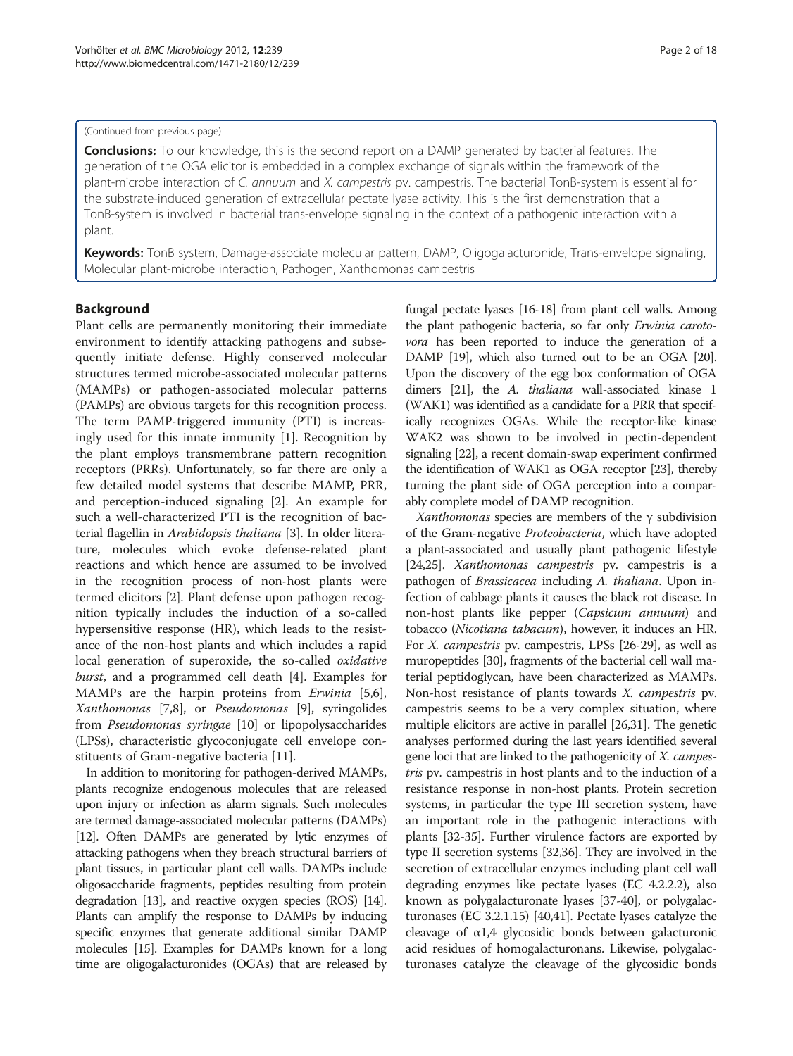(Continued from previous page)

**Conclusions:** To our knowledge, this is the second report on a DAMP generated by bacterial features. The generation of the OGA elicitor is embedded in a complex exchange of signals within the framework of the plant-microbe interaction of *C. annuum* and *X. campestris* pv. campestris. The bacterial TonB-system is essential for the substrate-induced generation of extracellular pectate lyase activity. This is the first demonstration that a TonB-system is involved in bacterial trans-envelope signaling in the context of a pathogenic interaction with a plant.

**Keywords:** TonB system, Damage-associate molecular pattern, DAMP, Oligogalacturonide, Trans-envelope signaling, Molecular plant-microbe interaction, Pathogen, Xanthomonas campestris

## Background

Plant cells are permanently monitoring their immediate environment to identify attacking pathogens and subsequently initiate defense. Highly conserved molecular structures termed microbe-associated molecular patterns (MAMPs) or pathogen-associated molecular patterns (PAMPs) are obvious targets for this recognition process. The term PAMP-triggered immunity (PTI) is increasingly used for this innate immunity [1]. Recognition by the plant employs transmembrane pattern recognition receptors (PRRs). Unfortunately, so far there are only a few detailed model systems that describe MAMP, PRR, and perception-induced signaling [2]. An example for such a well-characterized PTI is the recognition of bacterial flagellin in *Arabidopsis thaliana* [3]. In older literature, molecules which evoke defense-related plant reactions and which hence are assumed to be involved in the recognition process of non-host plants were termed elicitors [2]. Plant defense upon pathogen recognition typically includes the induction of a so-called hypersensitive response (HR), which leads to the resistance of the non-host plants and which includes a rapid local generation of superoxide, the so-called *oxidative burst*, and a programmed cell death [4]. Examples for MAMPs are the harpin proteins from *Erwinia* [5,6], *Xanthomonas* [7,8], or *Pseudomonas* [9], syringolides from *Pseudomonas syringae* [10] or lipopolysaccharides (LPSs), characteristic glycoconjugate cell envelope constituents of Gram-negative bacteria [11].

In addition to monitoring for pathogen-derived MAMPs, plants recognize endogenous molecules that are released upon injury or infection as alarm signals. Such molecules are termed damage-associated molecular patterns (DAMPs) [12]. Often DAMPs are generated by lytic enzymes of attacking pathogens when they breach structural barriers of plant tissues, in particular plant cell walls. DAMPs include oligosaccharide fragments, peptides resulting from protein degradation [13], and reactive oxygen species (ROS) [14]. Plants can amplify the response to DAMPs by inducing specific enzymes that generate additional similar DAMP molecules [15]. Examples for DAMPs known for a long time are oligogalacturonides (OGAs) that are released by fungal pectate lyases [16-18] from plant cell walls. Among the plant pathogenic bacteria, so far only *Erwinia carotovora* has been reported to induce the generation of a DAMP [19], which also turned out to be an OGA [20]. Upon the discovery of the egg box conformation of OGA dimers [21], the *A. thaliana* wall-associated kinase 1 (WAK1) was identified as a candidate for a PRR that specifically recognizes OGAs. While the receptor-like kinase WAK2 was shown to be involved in pectin-dependent signaling [22], a recent domain-swap experiment confirmed the identification of WAK1 as OGA receptor [23], thereby turning the plant side of OGA perception into a comparably complete model of DAMP recognition.

*Xanthomonas* species are members of the γ subdivision of the Gram-negative *Proteobacteria*, which have adopted a plant-associated and usually plant pathogenic lifestyle [24,25]. *Xanthomonas campestris* pv. campestris is a pathogen of *Brassicacea* including *A. thaliana*. Upon infection of cabbage plants it causes the black rot disease. In non-host plants like pepper (*Capsicum annuum*) and tobacco (*Nicotiana tabacum*), however, it induces an HR. For *X. campestris* pv. campestris, LPSs [26-29], as well as muropeptides [30], fragments of the bacterial cell wall material peptidoglycan, have been characterized as MAMPs. Non-host resistance of plants towards *X. campestris* pv. campestris seems to be a very complex situation, where multiple elicitors are active in parallel [26,31]. The genetic analyses performed during the last years identified several gene loci that are linked to the pathogenicity of *X. campestris* pv. campestris in host plants and to the induction of a resistance response in non-host plants. Protein secretion systems, in particular the type III secretion system, have an important role in the pathogenic interactions with plants [32-35]. Further virulence factors are exported by type II secretion systems [32,36]. They are involved in the secretion of extracellular enzymes including plant cell wall degrading enzymes like pectate lyases (EC 4.2.2.2), also known as polygalacturonate lyases [37-40], or polygalacturonases (EC 3.2.1.15) [40,41]. Pectate lyases catalyze the cleavage of α1,4 glycosidic bonds between galacturonic acid residues of homogalacturonans. Likewise, polygalacturonases catalyze the cleavage of the glycosidic bonds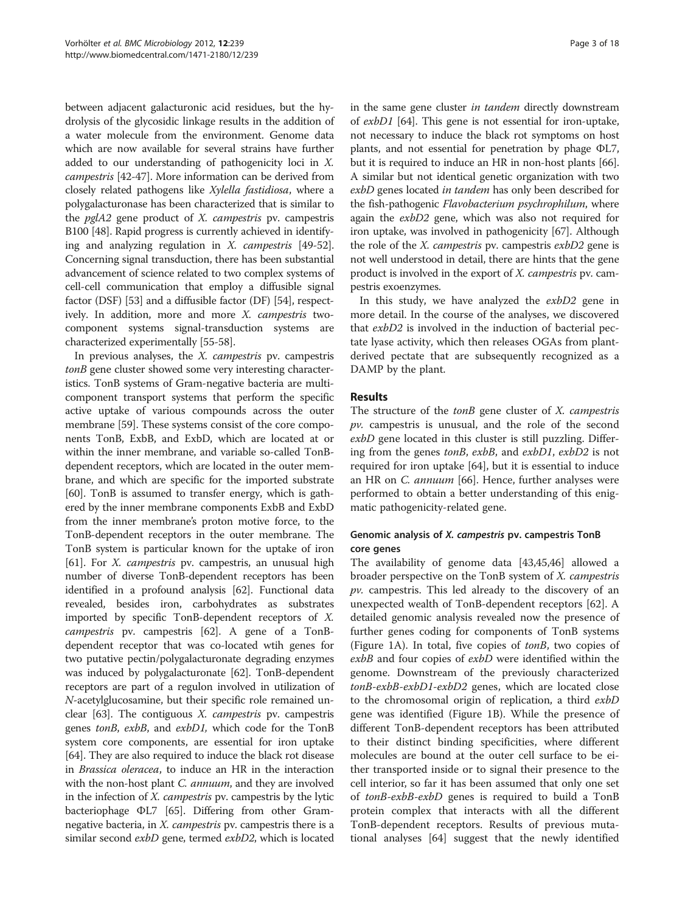between adjacent galacturonic acid residues, but the hydrolysis of the glycosidic linkage results in the addition of a water molecule from the environment. Genome data which are now available for several strains have further added to our understanding of pathogenicity loci in *X. campestris* [42-47]. More information can be derived from closely related pathogens like *Xylella fastidiosa*, where a polygalacturonase has been characterized that is similar to the *pglA2* gene product of *X. campestris* pv. campestris B100 [48]. Rapid progress is currently achieved in identifying and analyzing regulation in *X. campestris* [49-52]. Concerning signal transduction, there has been substantial advancement of science related to two complex systems of cell-cell communication that employ a diffusible signal factor (DSF) [53] and a diffusible factor (DF) [54], respectively. In addition, more and more *X. campestris* two-component systems signal-transduction systems are characterized experimentally [55-58].

In previous analyses, the *X. campestris* pv. campestris *tonB* gene cluster showed some very interesting characteristics. TonB systems of Gram-negative bacteria are multicomponent transport systems that perform the specific active uptake of various compounds across the outer membrane [59]. These systems consist of the core components TonB, ExbB, and ExbD, which are located at or within the inner membrane, and variable so-called TonB-dependent receptors, which are located in the outer membrane, and which are specific for the imported substrate [60]. TonB is assumed to transfer energy, which is gathered by the inner membrane components ExbB and ExbD from the inner membrane's proton motive force, to the TonB-dependent receptors in the outer membrane. The TonB system is particular known for the uptake of iron [61]. For *X. campestris* pv. campestris, an unusual high number of diverse TonB-dependent receptors has been identified in a profound analysis [62]. Functional data revealed, besides iron, carbohydrates as substrates imported by specific TonB-dependent receptors of *X. campestris* pv. campestris [62]. A gene of a TonB-dependent receptor that was co-located wtih genes for two putative pectin/polygalacturonate degrading enzymes was induced by polygalacturonate [62]. TonB-dependent receptors are part of a regulon involved in utilization of *N*-acetylglucosamine, but their specific role remained unclear [63]. The contiguous *X. campestris* pv. campestris genes *tonB*, *exbB*, and *exbD1,* which code for the TonB system core components, are essential for iron uptake [64]. They are also required to induce the black rot disease in *Brassica oleracea*, to induce an HR in the interaction with the non-host plant *C. annuum*, and they are involved in the infection of *X. campestris* pv. campestris by the lytic bacteriophage ΦL7 [65]. Differing from other Gram-negative bacteria, in *X. campestris* pv. campestris there is a similar second *exbD* gene, termed *exbD2*, which is located in the same gene cluster *in tandem* directly downstream of *exbD1* [64]. This gene is not essential for iron-uptake, not necessary to induce the black rot symptoms on host plants, and not essential for penetration by phage ΦL7, but it is required to induce an HR in non-host plants [66]. A similar but not identical genetic organization with two *exbD* genes located *in tandem* has only been described for the fish-pathogenic *Flavobacterium psychrophilum*, where again the *exbD2* gene, which was also not required for iron uptake, was involved in pathogenicity [67]. Although the role of the *X. campestris* pv. campestris *exbD2* gene is not well understood in detail, there are hints that the gene product is involved in the export of *X. campestris* pv. campestris exoenzymes.

In this study, we have analyzed the *exbD2* gene in more detail. In the course of the analyses, we discovered that *exbD2* is involved in the induction of bacterial pectate lyase activity, which then releases OGAs from plant-derived pectate that are subsequently recognized as a DAMP by the plant.

## Results

The structure of the *tonB* gene cluster of *X. campestris pv.* campestris is unusual, and the role of the second *exbD* gene located in this cluster is still puzzling. Differing from the genes *tonB*, *exbB*, and *exbD1*, *exbD2* is not required for iron uptake [64], but it is essential to induce an HR on *C. annuum* [66]. Hence, further analyses were performed to obtain a better understanding of this enigmatic pathogenicity-related gene.

### Genomic analysis of *X. campestris* pv. campestris TonB core genes

The availability of genome data [43,45,46] allowed a broader perspective on the TonB system of *X. campestris pv.* campestris. This led already to the discovery of an unexpected wealth of TonB-dependent receptors [62]. A detailed genomic analysis revealed now the presence of further genes coding for components of TonB systems (Figure 1A). In total, five copies of *tonB*, two copies of *exbB* and four copies of *exbD* were identified within the genome. Downstream of the previously characterized *tonB-exbB-exbD1-exbD2* genes, which are located close to the chromosomal origin of replication, a third *exbD* gene was identified (Figure 1B). While the presence of different TonB-dependent receptors has been attributed to their distinct binding specificities, where different molecules are bound at the outer cell surface to be either transported inside or to signal their presence to the cell interior, so far it has been assumed that only one set of *tonB-exbB-exbD* genes is required to build a TonB protein complex that interacts with all the different TonB-dependent receptors. Results of previous mutational analyses [64] suggest that the newly identified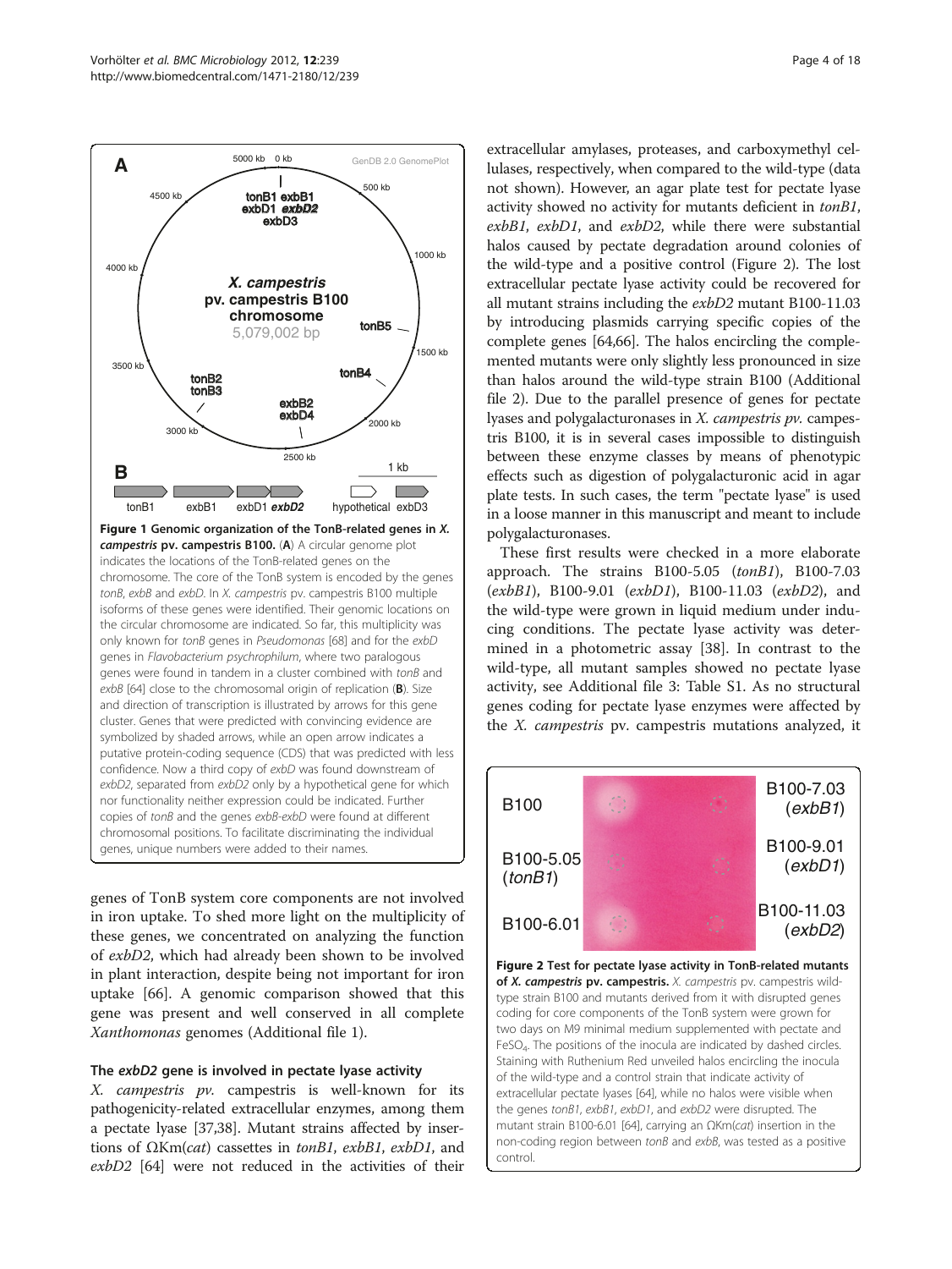**Figure 1 Genomic organization of the TonB-related genes in *X. campestris* pv. campestris B100.** (**A**) A circular genome plot indicates the locations of the TonB-related genes on the chromosome. The core of the TonB system is encoded by the genes *tonB*, *exbB* and *exbD*. In *X. campestris* pv. campestris B100 multiple isoforms of these genes were identified. Their genomic locations on the circular chromosome are indicated. So far, this multiplicity was only known for *tonB* genes in *Pseudomonas* [68] and for the *exbD* genes in *Flavobacterium psychrophilum*, where two paralogous genes were found in tandem in a cluster combined with *tonB* and *exbB* [64] close to the chromosomal origin of replication (**B**). Size and direction of transcription is illustrated by arrows for this gene cluster. Genes that were predicted with convincing evidence are symbolized by shaded arrows, while an open arrow indicates a putative protein-coding sequence (CDS) that was predicted with less confidence. Now a third copy of *exbD* was found downstream of *exbD2*, separated from *exbD2* only by a hypothetical gene for which nor functionality neither expression could be indicated. Further copies of *tonB* and the genes *exbB*-*exbD* were found at different chromosomal positions. To facilitate discriminating the individual genes, unique numbers were added to their names.

genes of TonB system core components are not involved in iron uptake. To shed more light on the multiplicity of these genes, we concentrated on analyzing the function of *exbD2*, which had already been shown to be involved in plant interaction, despite being not important for iron uptake [66]. A genomic comparison showed that this gene was present and well conserved in all complete *Xanthomonas* genomes (Additional file 1).

### The *exbD2* gene is involved in pectate lyase activity

*X. campestris pv.* campestris is well-known for its pathogenicity-related extracellular enzymes, among them a pectate lyase [37,38]. Mutant strains affected by insertions of ΩKm(*cat*) cassettes in *tonB1*, *exbB1*, *exbD1*, and *exbD2* [64] were not reduced in the activities of their extracellular amylases, proteases, and carboxymethyl cellulases, respectively, when compared to the wild-type (data not shown). However, an agar plate test for pectate lyase activity showed no activity for mutants deficient in *tonB1*, *exbB1*, *exbD1*, and *exbD2*, while there were substantial halos caused by pectate degradation around colonies of the wild-type and a positive control (Figure 2). The lost extracellular pectate lyase activity could be recovered for all mutant strains including the *exbD2* mutant B100-11.03 by introducing plasmids carrying specific copies of the complete genes [64,66]. The halos encircling the complemented mutants were only slightly less pronounced in size than halos around the wild-type strain B100 (Additional file 2). Due to the parallel presence of genes for pectate lyases and polygalacturonases in *X. campestris pv.* campestris B100, it is in several cases impossible to distinguish between these enzyme classes by means of phenotypic effects such as digestion of polygalacturonic acid in agar plate tests. In such cases, the term "pectate lyase" is used in a loose manner in this manuscript and meant to include polygalacturonases.

These first results were checked in a more elaborate approach. The strains B100-5.05 (*tonB1*), B100-7.03 (*exbB1*), B100-9.01 (*exbD1*), B100-11.03 (*exbD2*), and the wild-type were grown in liquid medium under inducing conditions. The pectate lyase activity was determined in a photometric assay [38]. In contrast to the wild-type, all mutant samples showed no pectate lyase activity, see Additional file 3: Table S1. As no structural genes coding for pectate lyase enzymes were affected by the *X. campestris* pv. campestris mutations analyzed, it

**Figure 2 Test for pectate lyase activity in TonB-related mutants of *X. campestris* pv. campestris.** *X. campestris* pv. campestris wild-type strain B100 and mutants derived from it with disrupted genes coding for core components of the TonB system were grown for two days on M9 minimal medium supplemented with pectate and $FeSO_4$. The positions of the inocula are indicated by dashed circles. Staining with Ruthenium Red unveiled halos encircling the inocula of the wild-type and a control strain that indicate activity of extracellular pectate lyases [64], while no halos were visible when the genes *tonB1*, *exbB1*, *exbD1*, and *exbD2* were disrupted. The mutant strain B100-6.01 [64], carrying an ΩKm(*cat*) insertion in the non-coding region between *tonB* and *exbB*, was tested as a positive control.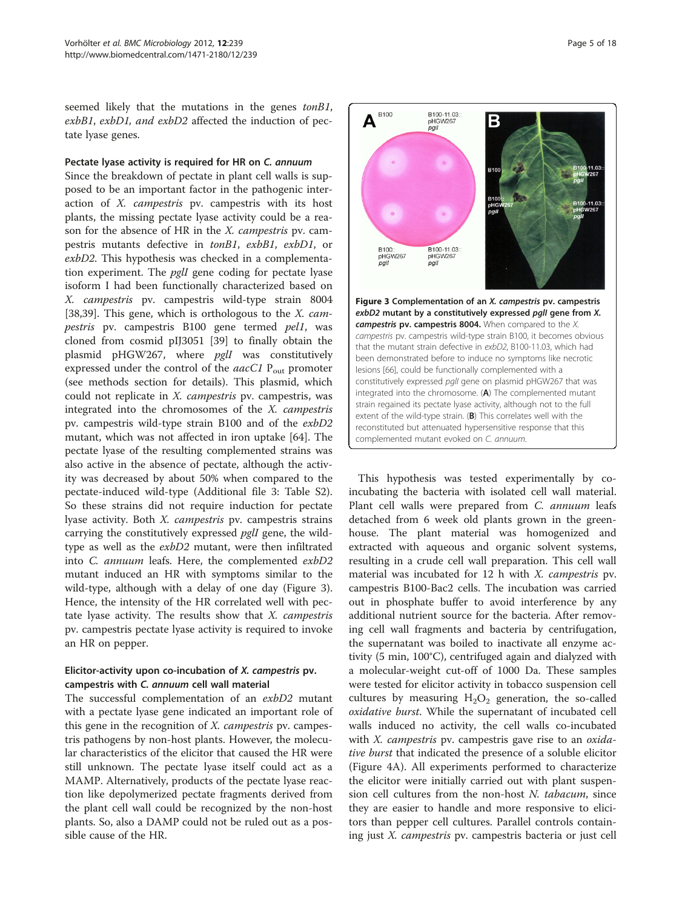seemed likely that the mutations in the genes *tonB1*, *exbB1*, *exbD1, and exbD2* affected the induction of pectate lyase genes.

### Pectate lyase activity is required for HR on *C. annuum*

Since the breakdown of pectate in plant cell walls is supposed to be an important factor in the pathogenic interaction of *X. campestris* pv. campestris with its host plants, the missing pectate lyase activity could be a reason for the absence of HR in the *X. campestris* pv. campestris mutants defective in *tonB1*, *exbB1*, *exbD1*, or *exbD2*. This hypothesis was checked in a complementation experiment. The *pglI* gene coding for pectate lyase isoform I had been functionally characterized based on *X. campestris* pv. campestris wild-type strain 8004 [38,39]. This gene, which is orthologous to the *X. campestris* pv. campestris B100 gene termed *pel1*, was cloned from cosmid pIJ3051 [39] to finally obtain the plasmid pHGW267, where *pglI* was constitutively expressed under the control of the *aacC1* $P_{out}$ promoter (see methods section for details). This plasmid, which could not replicate in *X. campestris* pv. campestris, was integrated into the chromosomes of the *X. campestris* pv. campestris wild-type strain B100 and of the *exbD2* mutant, which was not affected in iron uptake [64]. The pectate lyase of the resulting complemented strains was also active in the absence of pectate, although the activity was decreased by about 50% when compared to the pectate-induced wild-type (Additional file 3: Table S2). So these strains did not require induction for pectate lyase activity. Both *X. campestris* pv. campestris strains carrying the constitutively expressed *pglI* gene, the wild-type as well as the *exbD2* mutant, were then infiltrated into *C. annuum* leafs. Here, the complemented *exbD2* mutant induced an HR with symptoms similar to the wild-type, although with a delay of one day (Figure 3). Hence, the intensity of the HR correlated well with pectate lyase activity. The results show that *X. campestris* pv. campestris pectate lyase activity is required to invoke an HR on pepper.

### Elicitor-activity upon co-incubation of *X. campestris* pv. campestris with *C. annuum* cell wall material

The successful complementation of an *exbD2* mutant with a pectate lyase gene indicated an important role of this gene in the recognition of *X. campestris* pv. campestris pathogens by non-host plants. However, the molecular characteristics of the elicitor that caused the HR were still unknown. The pectate lyase itself could act as a MAMP. Alternatively, products of the pectate lyase reaction like depolymerized pectate fragments derived from the plant cell wall could be recognized by the non-host plants. So, also a DAMP could not be ruled out as a possible cause of the HR.

**Figure 3 Complementation of an *X. campestris* pv. campestris *exbD2* mutant by a constitutively expressed *pglI* gene from *X. campestris* pv. campestris 8004.** When compared to the *X. campestris* pv. campestris wild-type strain B100, it becomes obvious that the mutant strain defective in *exbD2*, B100-11.03, which had been demonstrated before to induce no symptoms like necrotic lesions [66], could be functionally complemented with a constitutively expressed *pglI* gene on plasmid pHGW267 that was integrated into the chromosome. (**A**) The complemented mutant strain regained its pectate lyase activity, although not to the full extent of the wild-type strain. (**B**) This correlates well with the reconstituted but attenuated hypersensitive response that this complemented mutant evoked on *C. annuum*.

This hypothesis was tested experimentally by co-incubating the bacteria with isolated cell wall material. Plant cell walls were prepared from *C. annuum* leafs detached from 6 week old plants grown in the greenhouse. The plant material was homogenized and extracted with aqueous and organic solvent systems, resulting in a crude cell wall preparation. This cell wall material was incubated for 12 h with *X. campestris* pv. campestris B100-Bac2 cells. The incubation was carried out in phosphate buffer to avoid interference by any additional nutrient source for the bacteria. After removing cell wall fragments and bacteria by centrifugation, the supernatant was boiled to inactivate all enzyme activity (5 min, 100°C), centrifuged again and dialyzed with a molecular-weight cut-off of 1000 Da. These samples were tested for elicitor activity in tobacco suspension cell cultures by measuring $H_2O_2$ generation, the so-called *oxidative burst*. While the supernatant of incubated cell walls induced no activity, the cell walls co-incubated with *X. campestris* pv. campestris gave rise to an *oxidative burst* that indicated the presence of a soluble elicitor (Figure 4A). All experiments performed to characterize the elicitor were initially carried out with plant suspension cell cultures from the non-host *N. tabacum*, since they are easier to handle and more responsive to elicitors than pepper cell cultures. Parallel controls containing just *X. campestris* pv. campestris bacteria or just cell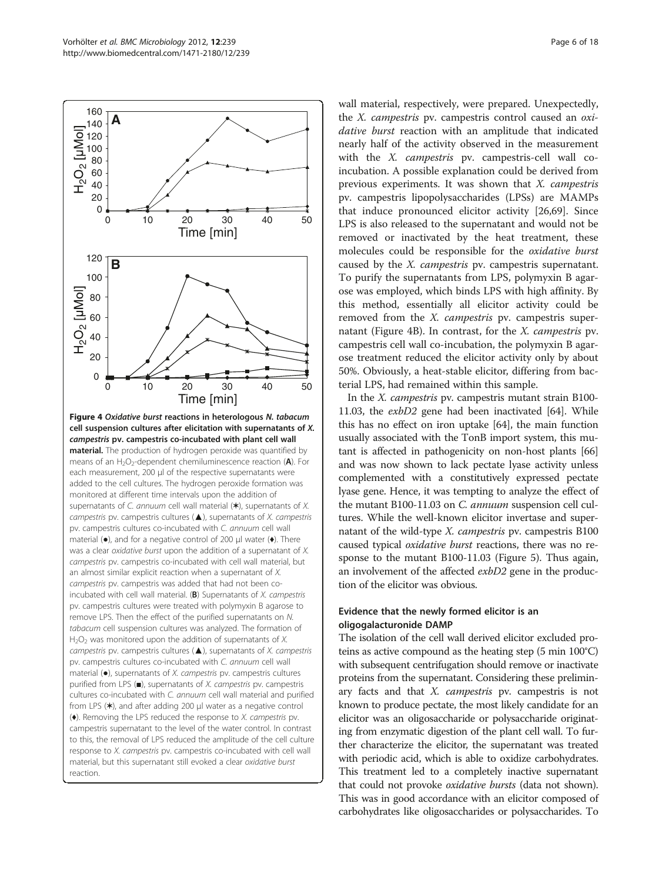**Figure 4 *Oxidative burst* reactions in heterologous *N. tabacum* cell suspension cultures after elicitation with supernatants of *X. campestris* pv. campestris co-incubated with plant cell wall material.** The production of hydrogen peroxide was quantified by means of an $H_2O_2$-dependent chemiluminescence reaction (**A**). For each measurement, 200 μl of the respective supernatants were added to the cell cultures. The hydrogen peroxide formation was monitored at different time intervals upon the addition of supernatants of *C. annuum* cell wall material (✶), supernatants of *X. campestris* pv. campestris cultures (▲), supernatants of *X. campestris* pv. campestris cultures co-incubated with *C. annuum* cell wall material (●), and for a negative control of 200 μl water (♦). There was a clear *oxidative burst* upon the addition of a supernatant of *X. campestris* pv. campestris co-incubated with cell wall material, but an almost similar explicit reaction when a supernatant of *X. campestris* pv. campestris was added that had not been co-incubated with cell wall material. (**B**) Supernatants of *X. campestris* pv. campestris cultures were treated with polymyxin B agarose to remove LPS. Then the effect of the purified supernatants on *N. tabacum* cell suspension cultures was analyzed. The formation of $H_2O_2$ was monitored upon the addition of supernatants of *X. campestris* pv. campestris cultures (▲), supernatants of *X. campestris* pv. campestris cultures co-incubated with *C. annuum* cell wall material (●), supernatants of *X. campestris* pv. campestris cultures purified from LPS (■), supernatants of *X. campestris* pv. campestris cultures co-incubated with *C. annuum* cell wall material and purified from LPS (✶), and after adding 200 μl water as a negative control (♦). Removing the LPS reduced the response to *X. campestris* pv. campestris supernatant to the level of the water control. In contrast to this, the removal of LPS reduced the amplitude of the cell culture response to *X. campestris* pv. campestris co-incubated with cell wall material, but this supernatant still evoked a clear *oxidative burst* reaction.

wall material, respectively, were prepared. Unexpectedly, the *X. campestris* pv. campestris control caused an *oxidative burst* reaction with an amplitude that indicated nearly half of the activity observed in the measurement with the *X. campestris* pv. campestris-cell wall co-incubation. A possible explanation could be derived from previous experiments. It was shown that *X. campestris* pv. campestris lipopolysaccharides (LPSs) are MAMPs that induce pronounced elicitor activity [26,69]. Since LPS is also released to the supernatant and would not be removed or inactivated by the heat treatment, these molecules could be responsible for the *oxidative burst* caused by the *X. campestris* pv. campestris supernatant. To purify the supernatants from LPS, polymyxin B agarose was employed, which binds LPS with high affinity. By this method, essentially all elicitor activity could be removed from the *X. campestris* pv. campestris supernatant (Figure 4B). In contrast, for the *X. campestris* pv. campestris cell wall co-incubation, the polymyxin B agarose treatment reduced the elicitor activity only by about 50%. Obviously, a heat-stable elicitor, differing from bacterial LPS, had remained within this sample.

In the *X. campestris* pv. campestris mutant strain B100-11.03, the *exbD2* gene had been inactivated [64]. While this has no effect on iron uptake [64], the main function usually associated with the TonB import system, this mutant is affected in pathogenicity on non-host plants [66] and was now shown to lack pectate lyase activity unless complemented with a constitutively expressed pectate lyase gene. Hence, it was tempting to analyze the effect of the mutant B100-11.03 on *C. annuum* suspension cell cultures. While the well-known elicitor invertase and supernatant of the wild-type *X. campestris* pv. campestris B100 caused typical *oxidative burst* reactions, there was no response to the mutant B100-11.03 (Figure 5). Thus again, an involvement of the affected *exbD2* gene in the production of the elicitor was obvious.

### Evidence that the newly formed elicitor is an oligogalacturonide DAMP

The isolation of the cell wall derived elicitor excluded proteins as active compound as the heating step (5 min 100°C) with subsequent centrifugation should remove or inactivate proteins from the supernatant. Considering these preliminary facts and that *X. campestris* pv. campestris is not known to produce pectate, the most likely candidate for an elicitor was an oligosaccharide or polysaccharide originating from enzymatic digestion of the plant cell wall. To further characterize the elicitor, the supernatant was treated with periodic acid, which is able to oxidize carbohydrates. This treatment led to a completely inactive supernatant that could not provoke *oxidative bursts* (data not shown). This was in good accordance with an elicitor composed of carbohydrates like oligosaccharides or polysaccharides. To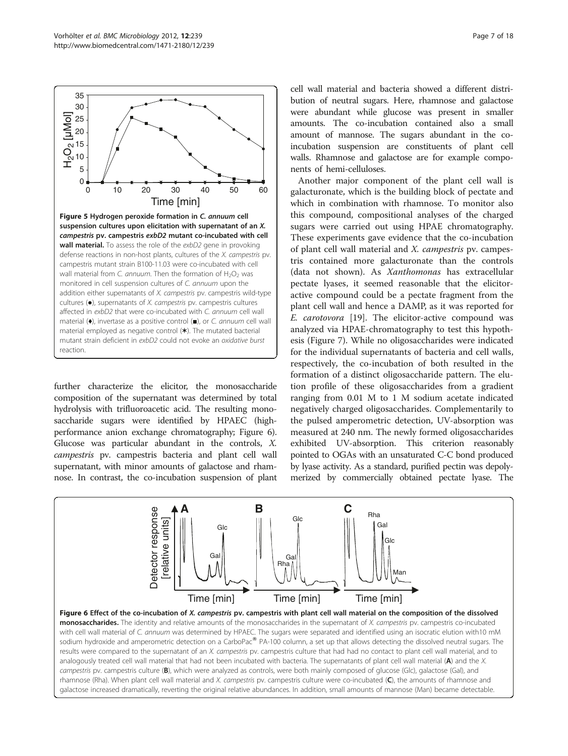**Figure 5 Hydrogen peroxide formation in *C. annuum* cell suspension cultures upon elicitation with supernatant of an *X. campestris* pv. campestris *exbD2* mutant co-incubated with cell wall material.** To assess the role of the *exbD2* gene in provoking defense reactions in non-host plants, cultures of the *X. campestris* pv. campestris mutant strain B100-11.03 were co-incubated with cell wall material from *C. annuum*. Then the formation of $H_2O_2$ was monitored in cell suspension cultures of *C. annuum* upon the addition either supernatants of *X. campestris* pv. campestris wild-type cultures (●), supernatants of *X. campestris* pv. campestris cultures affected in *exbD2* that were co-incubated with *C. annuum* cell wall material (♦), invertase as a positive control (■), or *C. annuum* cell wall material employed as negative control (✶). The mutated bacterial mutant strain deficient in *exbD2* could not evoke an *oxidative burst* reaction.

further characterize the elicitor, the monosaccharide composition of the supernatant was determined by total hydrolysis with trifluoroacetic acid. The resulting monosaccharide sugars were identified by HPAEC (high-performance anion exchange chromatography; Figure 6). Glucose was particular abundant in the controls, *X. campestris* pv. campestris bacteria and plant cell wall supernatant, with minor amounts of galactose and rhamnose. In contrast, the co-incubation suspension of plant cell wall material and bacteria showed a different distribution of neutral sugars. Here, rhamnose and galactose were abundant while glucose was present in smaller amounts. The co-incubation contained also a small amount of mannose. The sugars abundant in the co-incubation suspension are constituents of plant cell walls. Rhamnose and galactose are for example components of hemi-celluloses.

Another major component of the plant cell wall is galacturonate, which is the building block of pectate and which in combination with rhamnose. To monitor also this compound, compositional analyses of the charged sugars were carried out using HPAE chromatography. These experiments gave evidence that the co-incubation of plant cell wall material and *X. campestris* pv. campestris contained more galacturonate than the controls (data not shown). As *Xanthomonas* has extracellular pectate lyases, it seemed reasonable that the elicitor-active compound could be a pectate fragment from the plant cell wall and hence a DAMP, as it was reported for *E. carotovora* [19]. The elicitor-active compound was analyzed via HPAE-chromatography to test this hypothesis (Figure 7). While no oligosaccharides were indicated for the individual supernatants of bacteria and cell walls, respectively, the co-incubation of both resulted in the formation of a distinct oligosaccharide pattern. The elution profile of these oligosaccharides from a gradient ranging from 0.01 M to 1 M sodium acetate indicated negatively charged oligosaccharides. Complementarily to the pulsed amperometric detection, UV-absorption was measured at 240 nm. The newly formed oligosaccharides exhibited UV-absorption. This criterion reasonably pointed to OGAs with an unsaturated C-C bond produced by lyase activity. As a standard, purified pectin was depolymerized by commercially obtained pectate lyase. The

**Figure 6 Effect of the co-incubation of *X. campestris* pv. campestris with plant cell wall material on the composition of the dissolved monosaccharides.** The identity and relative amounts of the monosaccharides in the supernatant of *X. campestris* pv. campestris co-incubated with cell wall material of *C. annuum* was determined by HPAEC. The sugars were separated and identified using an isocratic elution with10 mM sodium hydroxide and amperometric detection on a CarboPac® PA-100 column, a set up that allows detecting the dissolved neutral sugars. The results were compared to the supernatant of an *X. campestris* pv. campestris culture that had had no contact to plant cell wall material, and to analogously treated cell wall material that had not been incubated with bacteria. The supernatants of plant cell wall material (**A**) and the *X. campestris* pv. campestris culture (**B**), which were analyzed as controls, were both mainly composed of glucose (Glc), galactose (Gal), and rhamnose (Rha). When plant cell wall material and *X. campestris* pv. campestris culture were co-incubated (**C**), the amounts of rhamnose and galactose increased dramatically, reverting the original relative abundances. In addition, small amounts of mannose (Man) became detectable.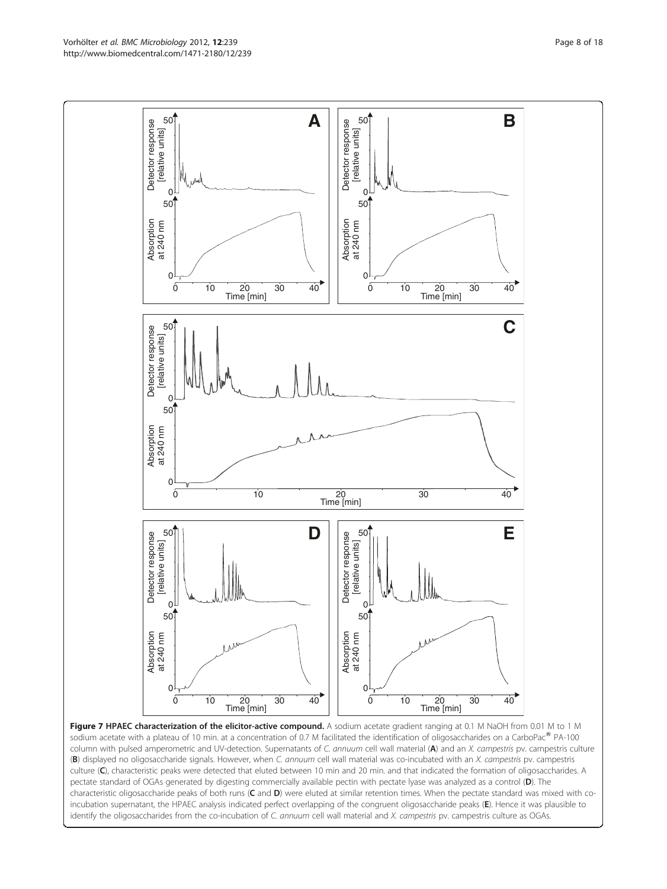**Figure 7 HPAEC characterization of the elicitor-active compound.** A sodium acetate gradient ranging at 0.1 M NaOH from 0.01 M to 1 M sodium acetate with a plateau of 10 min. at a concentration of 0.7 M facilitated the identification of oligosaccharides on a CarboPac® PA-100 column with pulsed amperometric and UV-detection. Supernatants of *C. annuum* cell wall material (**A**) and an *X. campestris* pv. campestris culture (**B**) displayed no oligosaccharide signals. However, when *C. annuum* cell wall material was co-incubated with an *X. campestris* pv. campestris culture (**C**), characteristic peaks were detected that eluted between 10 min and 20 min. and that indicated the formation of oligosaccharides. A pectate standard of OGAs generated by digesting commercially available pectin with pectate lyase was analyzed as a control (**D**). The characteristic oligosaccharide peaks of both runs (**C** and **D**) were eluted at similar retention times. When the pectate standard was mixed with co-incubation supernatant, the HPAEC analysis indicated perfect overlapping of the congruent oligosaccharide peaks (**E**). Hence it was plausible to identify the oligosaccharides from the co-incubation of *C. annuum* cell wall material and *X. campestris* pv. campestris culture as OGAs.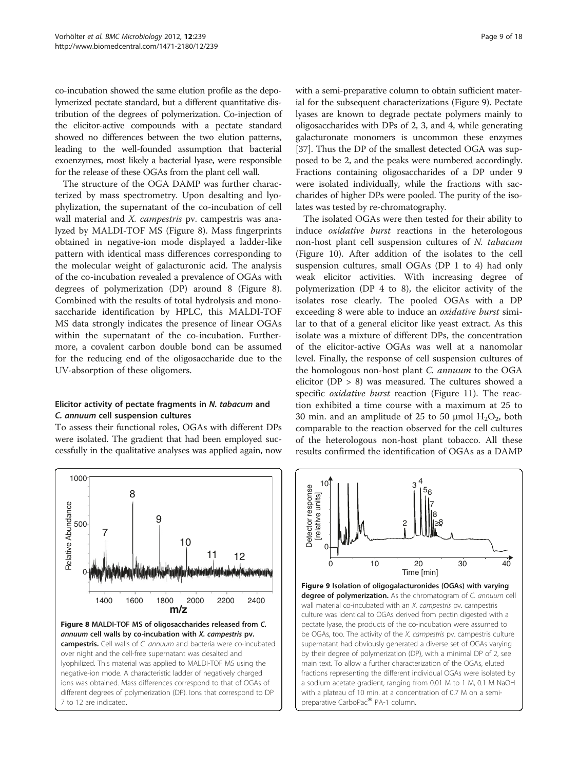co-incubation showed the same elution profile as the depolymerized pectate standard, but a different quantitative distribution of the degrees of polymerization. Co-injection of the elicitor-active compounds with a pectate standard showed no differences between the two elution patterns, leading to the well-founded assumption that bacterial exoenzymes, most likely a bacterial lyase, were responsible for the release of these OGAs from the plant cell wall.

The structure of the OGA DAMP was further characterized by mass spectrometry. Upon desalting and lyophylization, the supernatant of the co-incubation of cell wall material and *X. campestris* pv. campestris was analyzed by MALDI-TOF MS (Figure 8). Mass fingerprints obtained in negative-ion mode displayed a ladder-like pattern with identical mass differences corresponding to the molecular weight of galacturonic acid. The analysis of the co-incubation revealed a prevalence of OGAs with degrees of polymerization (DP) around 8 (Figure 8). Combined with the results of total hydrolysis and monosaccharide identification by HPLC, this MALDI-TOF MS data strongly indicates the presence of linear OGAs within the supernatant of the co-incubation. Furthermore, a covalent carbon double bond can be assumed for the reducing end of the oligosaccharide due to the UV-absorption of these oligomers.

### Elicitor activity of pectate fragments in *N. tabacum* and *C. annuum* cell suspension cultures

To assess their functional roles, OGAs with different DPs were isolated. The gradient that had been employed successfully in the qualitative analyses was applied again, now with a semi-preparative column to obtain sufficient material for the subsequent characterizations (Figure 9). Pectate lyases are known to degrade pectate polymers mainly to oligosaccharides with DPs of 2, 3, and 4, while generating galacturonate monomers is uncommon these enzymes [37]. Thus the DP of the smallest detected OGA was supposed to be 2, and the peaks were numbered accordingly. Fractions containing oligosaccharides of a DP under 9 were isolated individually, while the fractions with saccharides of higher DPs were pooled. The purity of the isolates was tested by re-chromatography.

The isolated OGAs were then tested for their ability to induce *oxidative burst* reactions in the heterologous non-host plant cell suspension cultures of *N. tabacum* (Figure 10). After addition of the isolates to the cell suspension cultures, small OGAs (DP 1 to 4) had only weak elicitor activities. With increasing degree of polymerization (DP 4 to 8), the elicitor activity of the isolates rose clearly. The pooled OGAs with a DP exceeding 8 were able to induce an *oxidative burst* similar to that of a general elicitor like yeast extract. As this isolate was a mixture of different DPs, the concentration of the elicitor-active OGAs was well at a nanomolar level. Finally, the response of cell suspension cultures of the homologous non-host plant *C. annuum* to the OGA elicitor (DP > 8) was measured. The cultures showed a specific *oxidative burst* reaction (Figure 11). The reaction exhibited a time course with a maximum at 25 to 30 min. and an amplitude of 25 to 50 μmol $H_2O_2$, both comparable to the reaction observed for the cell cultures of the heterologous non-host plant tobacco. All these results confirmed the identification of OGAs as a DAMP

**Figure 8 MALDI-TOF MS of oligosaccharides released from *C. annuum* cell walls by co-incubation with *X. campestris* pv. campestris.** Cell walls of *C. annuum* and bacteria were co-incubated over night and the cell-free supernatant was desalted and lyophilized. This material was applied to MALDI-TOF MS using the negative-ion mode. A characteristic ladder of negatively charged ions was obtained. Mass differences correspond to that of OGAs of different degrees of polymerization (DP). Ions that correspond to DP 7 to 12 are indicated.

**Figure 9 Isolation of oligogalacturonides (OGAs) with varying degree of polymerization.** As the chromatogram of *C. annuum* cell wall material co-incubated with an *X. campestris* pv. campestris culture was identical to OGAs derived from pectin digested with a pectate lyase, the products of the co-incubation were assumed to be OGAs, too. The activity of the *X. campestris* pv. campestris culture supernatant had obviously generated a diverse set of OGAs varying by their degree of polymerization (DP), with a minimal DP of 2, see main text. To allow a further characterization of the OGAs, eluted fractions representing the different individual OGAs were isolated by a sodium acetate gradient, ranging from 0.01 M to 1 M, 0.1 M NaOH with a plateau of 10 min. at a concentration of 0.7 M on a semi-preparative CarboPac® PA-1 column.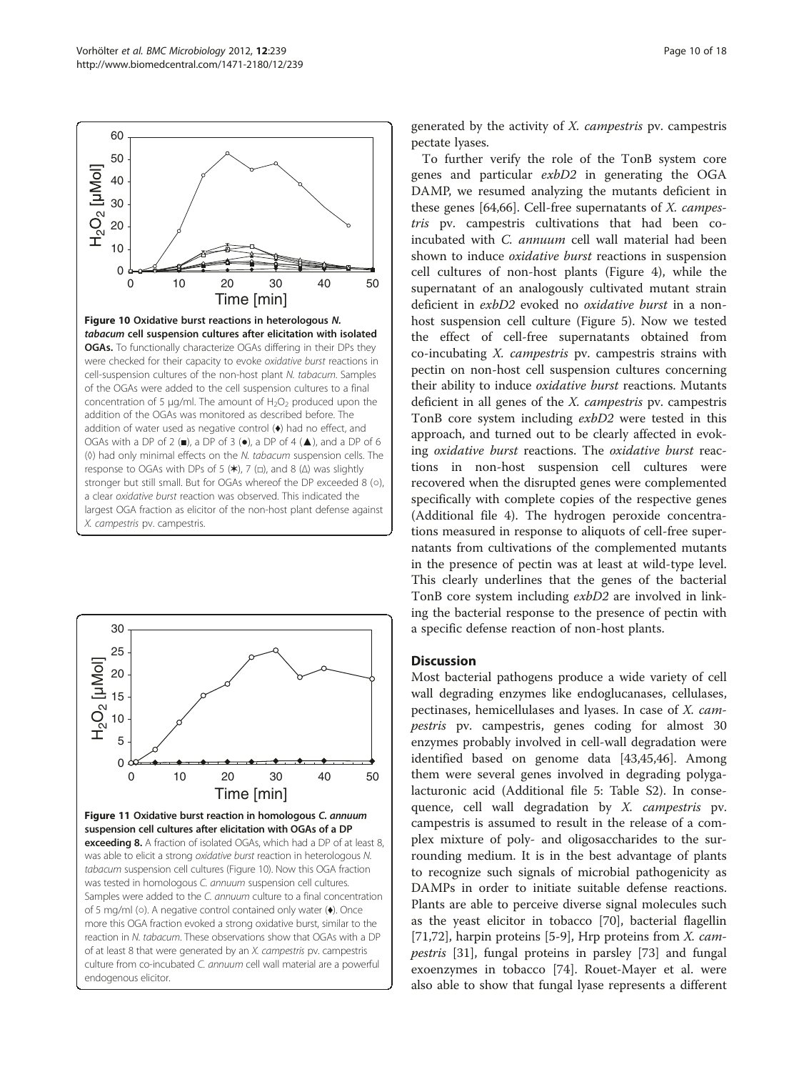**Figure 10 Oxidative burst reactions in heterologous *N. tabacum* cell suspension cultures after elicitation with isolated OGAs.** To functionally characterize OGAs differing in their DPs they were checked for their capacity to evoke *oxidative burst* reactions in cell-suspension cultures of the non-host plant *N. tabacum*. Samples of the OGAs were added to the cell suspension cultures to a final concentration of 5 µg/ml. The amount of $H_2O_2$ produced upon the addition of the OGAs was monitored as described before. The addition of water used as negative control (♦) had no effect, and OGAs with a DP of 2 (■), a DP of 3 (●), a DP of 4 (▲), and a DP of 6 (◊) had only minimal effects on the *N. tabacum* suspension cells. The response to OGAs with DPs of 5 (✶), 7 (□), and 8 (Δ) was slightly stronger but still small. But for OGAs whereof the DP exceeded 8 (○), a clear *oxidative burst* reaction was observed. This indicated the largest OGA fraction as elicitor of the non-host plant defense against *X. campestris* pv. campestris.

**Figure 11 Oxidative burst reaction in homologous *C. annuum* suspension cell cultures after elicitation with OGAs of a DP exceeding 8.** A fraction of isolated OGAs, which had a DP of at least 8, was able to elicit a strong *oxidative burst* reaction in heterologous *N. tabacum* suspension cell cultures (Figure 10). Now this OGA fraction was tested in homologous *C. annuum* suspension cell cultures. Samples were added to the *C. annuum* culture to a final concentration of 5 mg/ml (○). A negative control contained only water (♦). Once more this OGA fraction evoked a strong oxidative burst, similar to the reaction in *N. tabacum*. These observations show that OGAs with a DP of at least 8 that were generated by an *X. campestris* pv. campestris culture from co-incubated *C. annuum* cell wall material are a powerful endogenous elicitor.

generated by the activity of *X. campestris* pv. campestris pectate lyases.

To further verify the role of the TonB system core genes and particular *exbD2* in generating the OGA DAMP, we resumed analyzing the mutants deficient in these genes [64,66]. Cell-free supernatants of *X. campestris* pv. campestris cultivations that had been co-incubated with *C. annuum* cell wall material had been shown to induce *oxidative burst* reactions in suspension cell cultures of non-host plants (Figure 4), while the supernatant of an analogously cultivated mutant strain deficient in *exbD2* evoked no *oxidative burst* in a non-host suspension cell culture (Figure 5). Now we tested the effect of cell-free supernatants obtained from co-incubating *X. campestris* pv. campestris strains with pectin on non-host cell suspension cultures concerning their ability to induce *oxidative burst* reactions. Mutants deficient in all genes of the *X. campestris* pv. campestris TonB core system including *exbD2* were tested in this approach, and turned out to be clearly affected in evoking *oxidative burst* reactions. The *oxidative burst* reactions in non-host suspension cell cultures were recovered when the disrupted genes were complemented specifically with complete copies of the respective genes (Additional file 4). The hydrogen peroxide concentrations measured in response to aliquots of cell-free supernatants from cultivations of the complemented mutants in the presence of pectin was at least at wild-type level. This clearly underlines that the genes of the bacterial TonB core system including *exbD2* are involved in linking the bacterial response to the presence of pectin with a specific defense reaction of non-host plants.

## Discussion

Most bacterial pathogens produce a wide variety of cell wall degrading enzymes like endoglucanases, cellulases, pectinases, hemicellulases and lyases. In case of *X. campestris* pv. campestris, genes coding for almost 30 enzymes probably involved in cell-wall degradation were identified based on genome data [43,45,46]. Among them were several genes involved in degrading polygalacturonic acid (Additional file 5: Table S2). In consequence, cell wall degradation by *X. campestris* pv. campestris is assumed to result in the release of a complex mixture of poly- and oligosaccharides to the surrounding medium. It is in the best advantage of plants to recognize such signals of microbial pathogenicity as DAMPs in order to initiate suitable defense reactions. Plants are able to perceive diverse signal molecules such as the yeast elicitor in tobacco [70], bacterial flagellin [71,72], harpin proteins [5-9], Hrp proteins from *X. campestris* [31], fungal proteins in parsley [73] and fungal exoenzymes in tobacco [74]. Rouet-Mayer et al. were also able to show that fungal lyase represents a different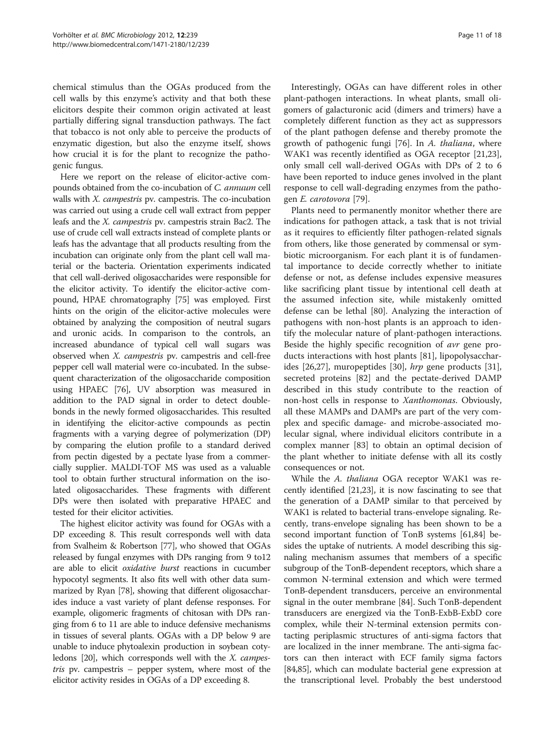chemical stimulus than the OGAs produced from the cell walls by this enzyme's activity and that both these elicitors despite their common origin activated at least partially differing signal transduction pathways. The fact that tobacco is not only able to perceive the products of enzymatic digestion, but also the enzyme itself, shows how crucial it is for the plant to recognize the pathogenic fungus.

Here we report on the release of elicitor-active compounds obtained from the co-incubation of *C. annuum* cell walls with *X. campestris* pv. campestris. The co-incubation was carried out using a crude cell wall extract from pepper leafs and the *X. campestris* pv. campestris strain Bac2. The use of crude cell wall extracts instead of complete plants or leafs has the advantage that all products resulting from the incubation can originate only from the plant cell wall material or the bacteria. Orientation experiments indicated that cell wall-derived oligosaccharides were responsible for the elicitor activity. To identify the elicitor-active compound, HPAE chromatography [75] was employed. First hints on the origin of the elicitor-active molecules were obtained by analyzing the composition of neutral sugars and uronic acids. In comparison to the controls, an increased abundance of typical cell wall sugars was observed when *X. campestris* pv. campestris and cell-free pepper cell wall material were co-incubated. In the subsequent characterization of the oligosaccharide composition using HPAEC [76], UV absorption was measured in addition to the PAD signal in order to detect double-bonds in the newly formed oligosaccharides. This resulted in identifying the elicitor-active compounds as pectin fragments with a varying degree of polymerization (DP) by comparing the elution profile to a standard derived from pectin digested by a pectate lyase from a commercially supplier. MALDI-TOF MS was used as a valuable tool to obtain further structural information on the isolated oligosaccharides. These fragments with different DPs were then isolated with preparative HPAEC and tested for their elicitor activities.

The highest elicitor activity was found for OGAs with a DP exceeding 8. This result corresponds well with data from Svalheim & Robertson [77], who showed that OGAs released by fungal enzymes with DPs ranging from 9 to12 are able to elicit *oxidative burst* reactions in cucumber hypocotyl segments. It also fits well with other data summarized by Ryan [78], showing that different oligosaccharides induce a vast variety of plant defense responses. For example, oligomeric fragments of chitosan with DPs ranging from 6 to 11 are able to induce defensive mechanisms in tissues of several plants. OGAs with a DP below 9 are unable to induce phytoalexin production in soybean cotyledons [20], which corresponds well with the *X. campestris* pv. campestris – pepper system, where most of the elicitor activity resides in OGAs of a DP exceeding 8.

Interestingly, OGAs can have different roles in other plant-pathogen interactions. In wheat plants, small oligomers of galacturonic acid (dimers and trimers) have a completely different function as they act as suppressors of the plant pathogen defense and thereby promote the growth of pathogenic fungi [76]. In *A. thaliana*, where WAK1 was recently identified as OGA receptor [21,23], only small cell wall-derived OGAs with DPs of 2 to 6 have been reported to induce genes involved in the plant response to cell wall-degrading enzymes from the pathogen *E. carotovora* [79].

Plants need to permanently monitor whether there are indications for pathogen attack, a task that is not trivial as it requires to efficiently filter pathogen-related signals from others, like those generated by commensal or symbiotic microorganism. For each plant it is of fundamental importance to decide correctly whether to initiate defense or not, as defense includes expensive measures like sacrificing plant tissue by intentional cell death at the assumed infection site, while mistakenly omitted defense can be lethal [80]. Analyzing the interaction of pathogens with non-host plants is an approach to identify the molecular nature of plant-pathogen interactions. Beside the highly specific recognition of *avr* gene products interactions with host plants [81], lipopolysaccharides [26,27], muropeptides [30], *hrp* gene products [31], secreted proteins [82] and the pectate-derived DAMP described in this study contribute to the reaction of non-host cells in response to *Xanthomonas*. Obviously, all these MAMPs and DAMPs are part of the very complex and specific damage- and microbe-associated molecular signal, where individual elicitors contribute in a complex manner [83] to obtain an optimal decision of the plant whether to initiate defense with all its costly consequences or not.

While the *A. thaliana* OGA receptor WAK1 was recently identified [21,23], it is now fascinating to see that the generation of a DAMP similar to that perceived by WAK1 is related to bacterial trans-envelope signaling. Recently, trans-envelope signaling has been shown to be a second important function of TonB systems [61,84] besides the uptake of nutrients. A model describing this signaling mechanism assumes that members of a specific subgroup of the TonB-dependent receptors, which share a common N-terminal extension and which were termed TonB-dependent transducers, perceive an environmental signal in the outer membrane [84]. Such TonB-dependent transducers are energized via the TonB-ExbB-ExbD core complex, while their N-terminal extension permits contacting periplasmic structures of anti-sigma factors that are localized in the inner membrane. The anti-sigma factors can then interact with ECF family sigma factors [84,85], which can modulate bacterial gene expression at the transcriptional level. Probably the best understood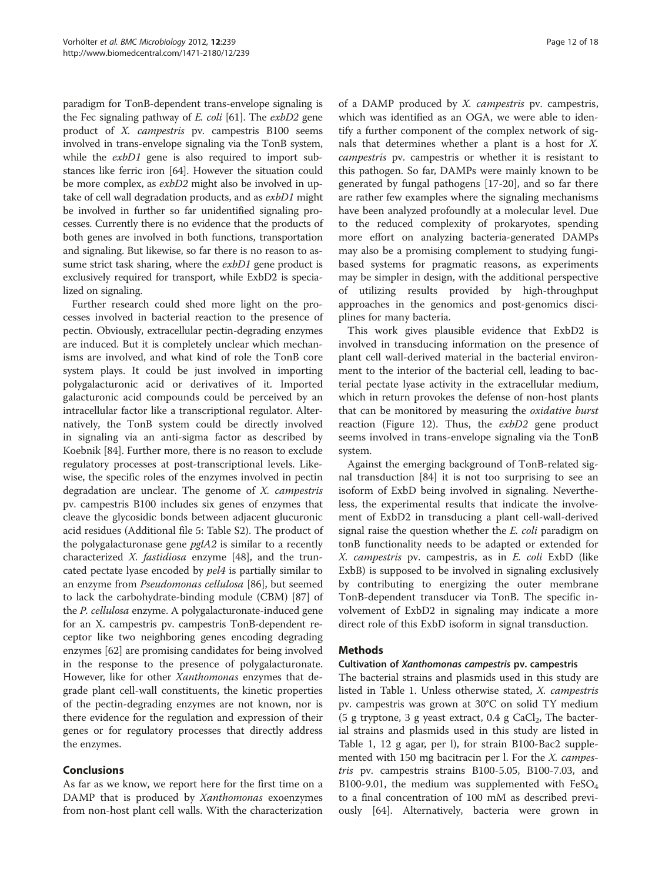paradigm for TonB-dependent trans-envelope signaling is the Fec signaling pathway of *E. coli* [61]. The *exbD2* gene product of *X. campestris* pv. campestris B100 seems involved in trans-envelope signaling via the TonB system, while the *exbD1* gene is also required to import substances like ferric iron [64]. However the situation could be more complex, as *exbD2* might also be involved in uptake of cell wall degradation products, and as *exbD1* might be involved in further so far unidentified signaling processes. Currently there is no evidence that the products of both genes are involved in both functions, transportation and signaling. But likewise, so far there is no reason to assume strict task sharing, where the *exbD1* gene product is exclusively required for transport, while ExbD2 is specialized on signaling.

Further research could shed more light on the processes involved in bacterial reaction to the presence of pectin. Obviously, extracellular pectin-degrading enzymes are induced. But it is completely unclear which mechanisms are involved, and what kind of role the TonB core system plays. It could be just involved in importing polygalacturonic acid or derivatives of it. Imported galacturonic acid compounds could be perceived by an intracellular factor like a transcriptional regulator. Alternatively, the TonB system could be directly involved in signaling via an anti-sigma factor as described by Koebnik [84]. Further more, there is no reason to exclude regulatory processes at post-transcriptional levels. Likewise, the specific roles of the enzymes involved in pectin degradation are unclear. The genome of *X. campestris* pv. campestris B100 includes six genes of enzymes that cleave the glycosidic bonds between adjacent glucuronic acid residues (Additional file 5: Table S2). The product of the polygalacturonase gene *pglA2* is similar to a recently characterized *X. fastidiosa* enzyme [48], and the truncated pectate lyase encoded by *pel4* is partially similar to an enzyme from *Pseudomonas cellulosa* [86], but seemed to lack the carbohydrate-binding module (CBM) [87] of the *P. cellulosa* enzyme. A polygalacturonate-induced gene for an X. campestris pv. campestris TonB-dependent receptor like two neighboring genes encoding degrading enzymes [62] are promising candidates for being involved in the response to the presence of polygalacturonate. However, like for other *Xanthomonas* enzymes that degrade plant cell-wall constituents, the kinetic properties of the pectin-degrading enzymes are not known, nor is there evidence for the regulation and expression of their genes or for regulatory processes that directly address the enzymes.

## Conclusions

As far as we know, we report here for the first time on a DAMP that is produced by *Xanthomonas* exoenzymes from non-host plant cell walls. With the characterization of a DAMP produced by *X. campestris* pv. campestris, which was identified as an OGA, we were able to identify a further component of the complex network of signals that determines whether a plant is a host for *X. campestris* pv. campestris or whether it is resistant to this pathogen. So far, DAMPs were mainly known to be generated by fungal pathogens [17-20], and so far there are rather few examples where the signaling mechanisms have been analyzed profoundly at a molecular level. Due to the reduced complexity of prokaryotes, spending more effort on analyzing bacteria-generated DAMPs may also be a promising complement to studying fungi-based systems for pragmatic reasons, as experiments may be simpler in design, with the additional perspective of utilizing results provided by high-throughput approaches in the genomics and post-genomics disciplines for many bacteria.

This work gives plausible evidence that ExbD2 is involved in transducing information on the presence of plant cell wall-derived material in the bacterial environment to the interior of the bacterial cell, leading to bacterial pectate lyase activity in the extracellular medium, which in return provokes the defense of non-host plants that can be monitored by measuring the *oxidative burst* reaction (Figure 12). Thus, the *exbD2* gene product seems involved in trans-envelope signaling via the TonB system.

Against the emerging background of TonB-related signal transduction [84] it is not too surprising to see an isoform of ExbD being involved in signaling. Nevertheless, the experimental results that indicate the involvement of ExbD2 in transducing a plant cell-wall-derived signal raise the question whether the *E. coli* paradigm on tonB functionality needs to be adapted or extended for *X. campestris* pv. campestris, as in *E. coli* ExbD (like ExbB) is supposed to be involved in signaling exclusively by contributing to energizing the outer membrane TonB-dependent transducer via TonB. The specific involvement of ExbD2 in signaling may indicate a more direct role of this ExbD isoform in signal transduction.

## Methods

### Cultivation of *Xanthomonas campestris* pv. campestris

The bacterial strains and plasmids used in this study are listed in Table 1. Unless otherwise stated, *X. campestris* pv. campestris was grown at 30°C on solid TY medium (5 g tryptone, 3 g yeast extract, 0.4 g $CaCl_2$, The bacterial strains and plasmids used in this study are listed in Table 1, 12 g agar, per l), for strain B100-Bac2 supplemented with 150 mg bacitracin per l. For the *X. campestris* pv. campestris strains B100-5.05, B100-7.03, and B100-9.01, the medium was supplemented with $FeSO_4$ to a final concentration of 100 mM as described previously [64]. Alternatively, bacteria were grown in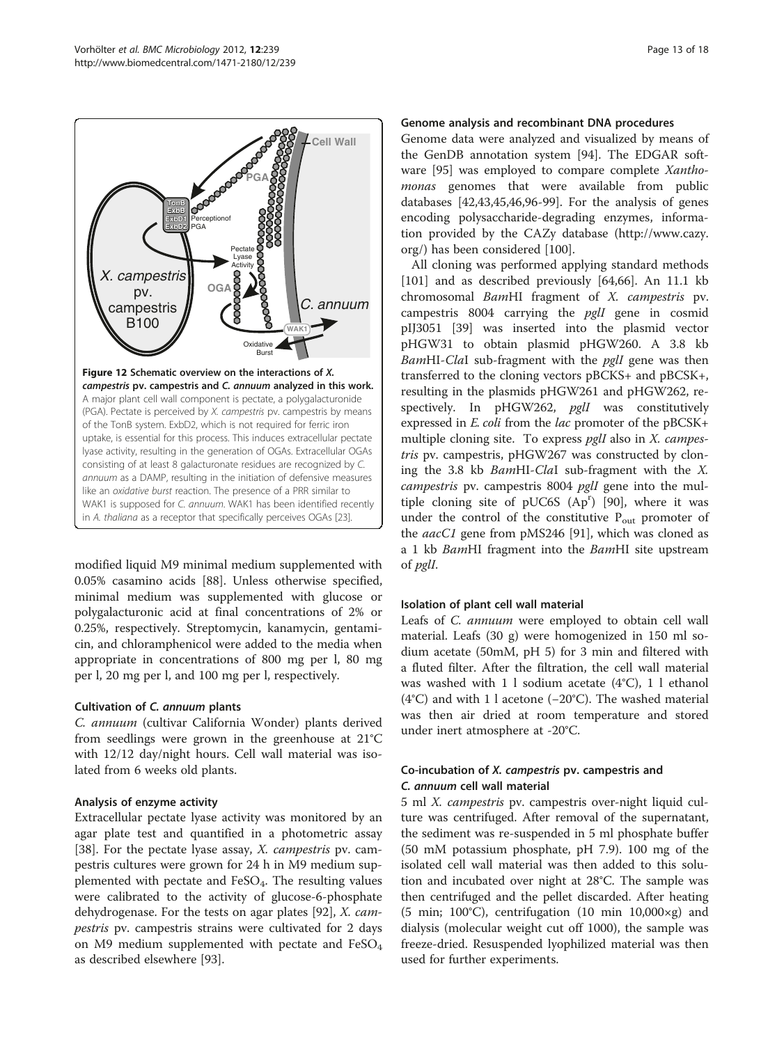**Figure 12 Schematic overview on the interactions of *X. campestris* pv. campestris and *C. annuum* analyzed in this work.** A major plant cell wall component is pectate, a polygalacturonide (PGA). Pectate is perceived by *X. campestris* pv. campestris by means of the TonB system. ExbD2, which is not required for ferric iron uptake, is essential for this process. This induces extracellular pectate lyase activity, resulting in the generation of OGAs. Extracellular OGAs consisting of at least 8 galacturonate residues are recognized by *C. annuum* as a DAMP, resulting in the initiation of defensive measures like an *oxidative burst* reaction. The presence of a PRR similar to WAK1 is supposed for *C. annuum*. WAK1 has been identified recently in *A. thaliana* as a receptor that specifically perceives OGAs [23].

modified liquid M9 minimal medium supplemented with 0.05% casamino acids [88]. Unless otherwise specified, minimal medium was supplemented with glucose or polygalacturonic acid at final concentrations of 2% or 0.25%, respectively. Streptomycin, kanamycin, gentamicin, and chloramphenicol were added to the media when appropriate in concentrations of 800 mg per l, 80 mg per l, 20 mg per l, and 100 mg per l, respectively.

### Cultivation of *C. annuum* plants

*C. annuum* (cultivar California Wonder) plants derived from seedlings were grown in the greenhouse at 21°C with 12/12 day/night hours. Cell wall material was isolated from 6 weeks old plants.

### Analysis of enzyme activity

Extracellular pectate lyase activity was monitored by an agar plate test and quantified in a photometric assay [38]. For the pectate lyase assay, *X. campestris* pv. campestris cultures were grown for 24 h in M9 medium supplemented with pectate and $FeSO_4$. The resulting values were calibrated to the activity of glucose-6-phosphate dehydrogenase. For the tests on agar plates [92], *X. campestris* pv. campestris strains were cultivated for 2 days on M9 medium supplemented with pectate and $FeSO_4$ as described elsewhere [93].

### Genome analysis and recombinant DNA procedures

Genome data were analyzed and visualized by means of the GenDB annotation system [94]. The EDGAR software [95] was employed to compare complete *Xanthomonas* genomes that were available from public databases [42,43,45,46,96-99]. For the analysis of genes encoding polysaccharide-degrading enzymes, information provided by the CAZy database (http://www.cazy.org/) has been considered [100].

All cloning was performed applying standard methods [101] and as described previously [64,66]. An 11.1 kb chromosomal *Bam*HI fragment of *X. campestris* pv. campestris 8004 carrying the *pglI* gene in cosmid pIJ3051 [39] was inserted into the plasmid vector pHGW31 to obtain plasmid pHGW260. A 3.8 kb *Bam*HI-*Cla*I sub-fragment with the *pglI* gene was then transferred to the cloning vectors pBCKS+ and pBCSK+, resulting in the plasmids pHGW261 and pHGW262, respectively. In pHGW262, *pglI* was constitutively expressed in *E. coli* from the *lac* promoter of the pBCSK+ multiple cloning site. To express *pglI* also in *X. campestris* pv. campestris, pHGW267 was constructed by cloning the 3.8 kb *Bam*HI-*Cla*I sub-fragment with the *X. campestris* pv. campestris 8004 *pglI* gene into the multiple cloning site of pUC6S ($Ap^r$) [90], where it was under the control of the constitutive $P_{out}$ promoter of the *aacC1* gene from pMS246 [91], which was cloned as a 1 kb *Bam*HI fragment into the *Bam*HI site upstream of *pglI*.

### Isolation of plant cell wall material

Leafs of *C. annuum* were employed to obtain cell wall material. Leafs (30 g) were homogenized in 150 ml sodium acetate (50mM, pH 5) for 3 min and filtered with a fluted filter. After the filtration, the cell wall material was washed with 1 l sodium acetate (4°C), 1 l ethanol (4°C) and with 1 l acetone (−20°C). The washed material was then air dried at room temperature and stored under inert atmosphere at -20°C.

### Co-incubation of *X. campestris* pv. campestris and *C. annuum* cell wall material

5 ml *X. campestris* pv. campestris over-night liquid culture was centrifuged. After removal of the supernatant, the sediment was re-suspended in 5 ml phosphate buffer (50 mM potassium phosphate, pH 7.9). 100 mg of the isolated cell wall material was then added to this solution and incubated over night at 28°C. The sample was then centrifuged and the pellet discarded. After heating (5 min; 100°C), centrifugation (10 min 10,000×g) and dialysis (molecular weight cut off 1000), the sample was freeze-dried. Resuspended lyophilized material was then used for further experiments.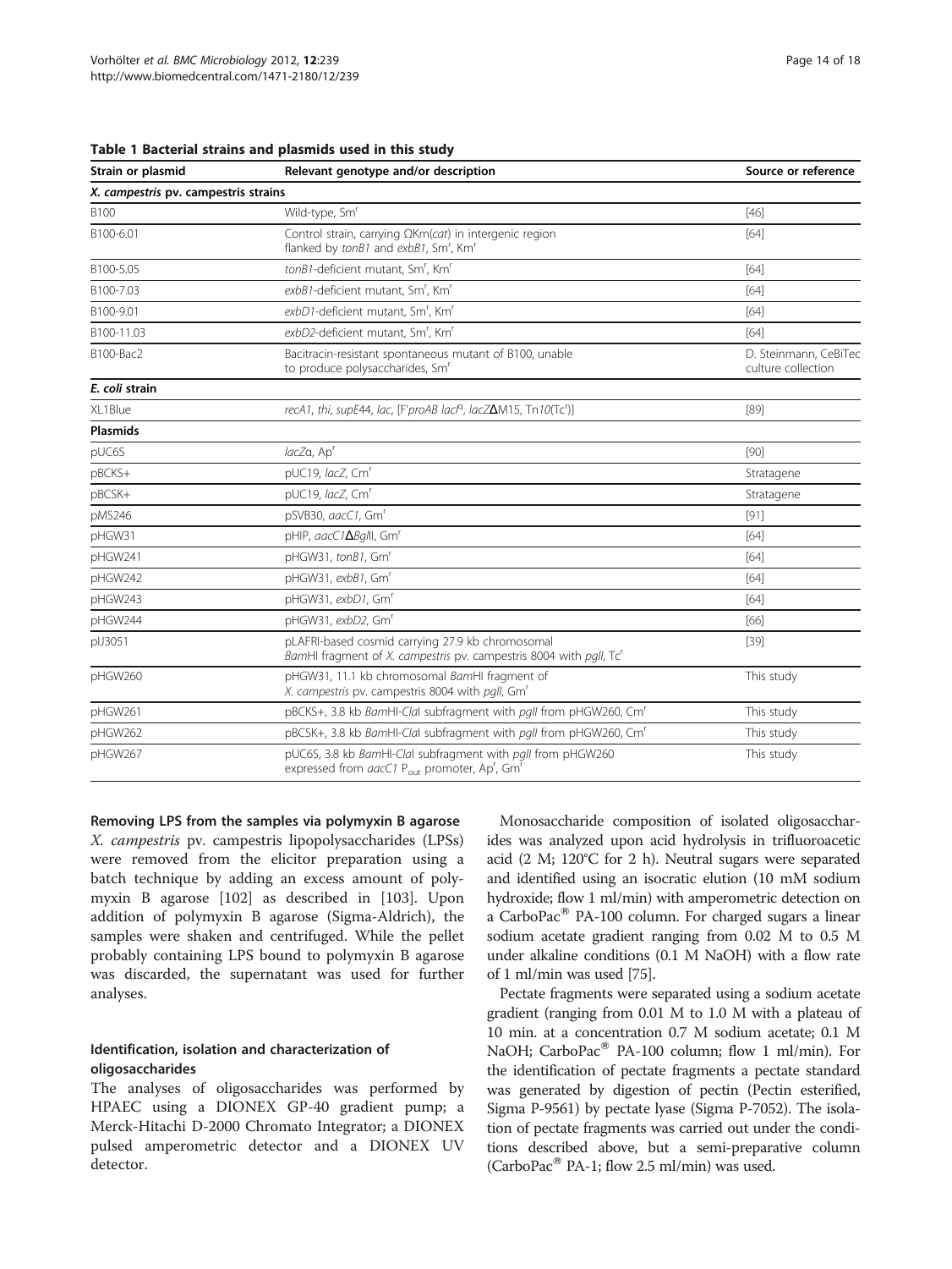**Table 1 Bacterial strains and plasmids used in this study**

| Strain or plasmid | Relevant genotype and/or description | Source or reference |
|---|---|---|
| ***X. campestris* pv. campestris strains** | | |
| B100 | Wild-type, Sm$^r$ | [46] |
| B100-6.01 | Control strain, carrying ΩKm(*cat*) in intergenic region flanked by *tonB1* and *exbB1*, Sm$^r$, Km$^r$ | [64] |
| B100-5.05 | *tonB1*-deficient mutant, Sm$^r$, Km$^r$ | [64] |
| B100-7.03 | *exbB1*-deficient mutant, Sm$^r$, Km$^r$ | [64] |
| B100-9.01 | *exbD1*-deficient mutant, Sm$^r$, Km$^r$ | [64] |
| B100-11.03 | *exbD2*-deficient mutant, Sm$^r$, Km$^r$ | [64] |
| B100-Bac2 | Bacitracin-resistant spontaneous mutant of B100, unable to produce polysaccharides, Sm$^r$ | D. Steinmann, CeBiTec culture collection |
| ***E. coli* strain** | | |
| XL1Blue | *recA1, thi, supE44, lac*, [F'*proAB lacI$^q$*, *lacZ*ΔM15, Tn*10*(Tc$^r$)] | [89] |
| **Plasmids** | | |
| pUC6S | *lacZ*α, Ap$^r$ | [90] |
| pBCKS+ | pUC19, *lacZ*, Cm$^r$ | Stratagene |
| pBCSK+ | pUC19, *lacZ*, Cm$^r$ | Stratagene |
| pMS246 | pSVB30, *aacC1*, Gm$^r$ | [91] |
| pHGW31 | pHIP, *aacC1*Δ*Bgl*II, Gm$^r$ | [64] |
| pHGW241 | pHGW31, *tonB1*, Gm$^r$ | [64] |
| pHGW242 | pHGW31, *exbB1*, Gm$^r$ | [64] |
| pHGW243 | pHGW31, *exbD1*, Gm$^r$ | [64] |
| pHGW244 | pHGW31, *exbD2*, Gm$^r$ | [66] |
| pIJ3051 | pLAFRI-based cosmid carrying 27.9 kb chromosomal *Bam*HI fragment of *X. campestris* pv. campestris 8004 with *pglI*, Tc$^r$ | [39] |
| pHGW260 | pHGW31, 11.1 kb chromosomal *Bam*HI fragment of *X. campestris* pv. campestris 8004 with *pglI*, Gm$^r$ | This study |
| pHGW261 | pBCKS+, 3.8 kb *Bam*HI-*Cla*I subfragment with *pglI* from pHGW260, Cm$^r$ | This study |
| pHGW262 | pBCSK+, 3.8 kb *Bam*HI-*Cla*I subfragment with *pglI* from pHGW260, Cm$^r$ | This study |
| pHGW267 | pUC6S, 3.8 kb *Bam*HI-*Cla*I subfragment with *pglI* from pHGW260 expressed from *aacC1* P$_{out}$ promoter, Ap$^r$, Gm$^r$ | This study |

#### Removing LPS from the samples via polymyxin B agarose

*X. campestris* pv. campestris lipopolysaccharides (LPSs) were removed from the elicitor preparation using a batch technique by adding an excess amount of polymyxin B agarose [102] as described in [103]. Upon addition of polymyxin B agarose (Sigma-Aldrich), the samples were shaken and centrifuged. While the pellet probably containing LPS bound to polymyxin B agarose was discarded, the supernatant was used for further analyses.

#### Identification, isolation and characterization of oligosaccharides

The analyses of oligosaccharides was performed by HPAEC using a DIONEX GP-40 gradient pump; a Merck-Hitachi D-2000 Chromato Integrator; a DIONEX pulsed amperometric detector and a DIONEX UV detector.

Monosaccharide composition of isolated oligosaccharides was analyzed upon acid hydrolysis in trifluoroacetic acid (2 M; 120°C for 2 h). Neutral sugars were separated and identified using an isocratic elution (10 mM sodium hydroxide; flow 1 ml/min) with amperometric detection on a CarboPac® PA-100 column. For charged sugars a linear sodium acetate gradient ranging from 0.02 M to 0.5 M under alkaline conditions (0.1 M NaOH) with a flow rate of 1 ml/min was used [75].

Pectate fragments were separated using a sodium acetate gradient (ranging from 0.01 M to 1.0 M with a plateau of 10 min. at a concentration 0.7 M sodium acetate; 0.1 M NaOH; CarboPac® PA-100 column; flow 1 ml/min). For the identification of pectate fragments a pectate standard was generated by digestion of pectin (Pectin esterified, Sigma P-9561) by pectate lyase (Sigma P-7052). The isolation of pectate fragments was carried out under the conditions described above, but a semi-preparative column (CarboPac® PA-1; flow 2.5 ml/min) was used.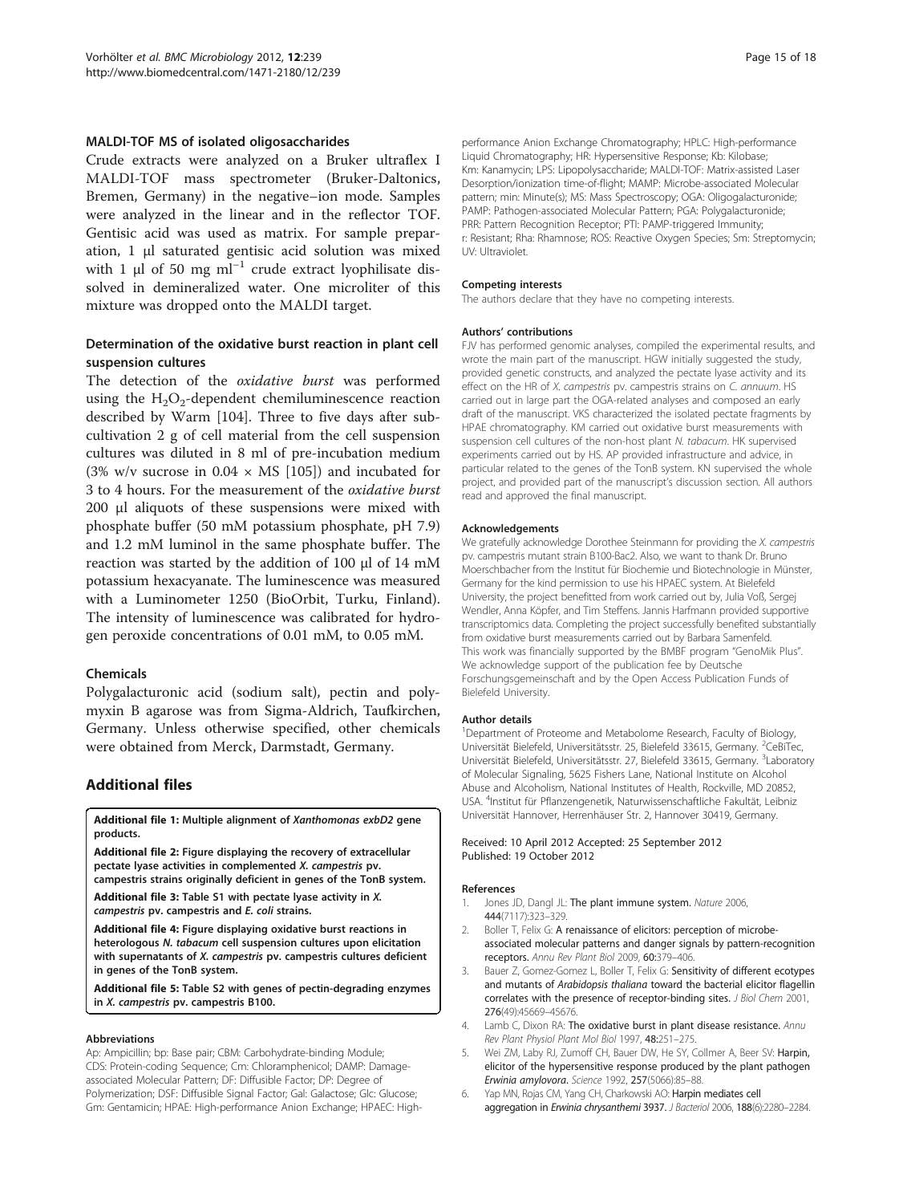### MALDI-TOF MS of isolated oligosaccharides

Crude extracts were analyzed on a Bruker ultraflex I MALDI-TOF mass spectrometer (Bruker-Daltonics, Bremen, Germany) in the negative–ion mode. Samples were analyzed in the linear and in the reflector TOF. Gentisic acid was used as matrix. For sample preparation, 1 μl saturated gentisic acid solution was mixed with 1 μl of 50 mg $ml^{-1}$ crude extract lyophilisate dissolved in demineralized water. One microliter of this mixture was dropped onto the MALDI target.

### Determination of the oxidative burst reaction in plant cell suspension cultures

The detection of the *oxidative burst* was performed using the $H_2O_2$-dependent chemiluminescence reaction described by Warm [104]. Three to five days after subcultivation 2 g of cell material from the cell suspension cultures was diluted in 8 ml of pre-incubation medium (3% w/v sucrose in 0.04 × MS [105]) and incubated for 3 to 4 hours. For the measurement of the *oxidative burst* 200 μl aliquots of these suspensions were mixed with phosphate buffer (50 mM potassium phosphate, pH 7.9) and 1.2 mM luminol in the same phosphate buffer. The reaction was started by the addition of 100 μl of 14 mM potassium hexacyanate. The luminescence was measured with a Luminometer 1250 (BioOrbit, Turku, Finland). The intensity of luminescence was calibrated for hydrogen peroxide concentrations of 0.01 mM, to 0.05 mM.

### Chemicals

Polygalacturonic acid (sodium salt), pectin and polymyxin B agarose was from Sigma-Aldrich, Taufkirchen, Germany. Unless otherwise specified, other chemicals were obtained from Merck, Darmstadt, Germany.

## Additional files

**Additional file 1: Multiple alignment of *Xanthomonas exbD2* gene products.**

**Additional file 2: Figure displaying the recovery of extracellular pectate lyase activities in complemented *X. campestris* pv. campestris strains originally deficient in genes of the TonB system.**

**Additional file 3: Table S1 with pectate lyase activity in *X. campestris* pv. campestris and *E. coli* strains.**

**Additional file 4: Figure displaying oxidative burst reactions in heterologous *N. tabacum* cell suspension cultures upon elicitation with supernatants of *X. campestris* pv. campestris cultures deficient in genes of the TonB system.**

**Additional file 5: Table S2 with genes of pectin-degrading enzymes in *X. campestris* pv. campestris B100.**

#### Abbreviations

Ap: Ampicillin; bp: Base pair; CBM: Carbohydrate-binding Module; CDS: Protein-coding Sequence; Cm: Chloramphenicol; DAMP: Damage-associated Molecular Pattern; DF: Diffusible Factor; DP: Degree of Polymerization; DSF: Diffusible Signal Factor; Gal: Galactose; Glc: Glucose; Gm: Gentamicin; HPAE: High-performance Anion Exchange; HPAEC: High-performance Anion Exchange Chromatography; HPLC: High-performance Liquid Chromatography; HR: Hypersensitive Response; Kb: Kilobase; Km: Kanamycin; LPS: Lipopolysaccharide; MALDI-TOF: Matrix-assisted Laser Desorption/ionization time-of-flight; MAMP: Microbe-associated Molecular pattern; min: Minute(s); MS: Mass Spectroscopy; OGA: Oligogalacturonide; PAMP: Pathogen-associated Molecular Pattern; PGA: Polygalacturonide; PRR: Pattern Recognition Receptor; PTI: PAMP-triggered Immunity; r: Resistant; Rha: Rhamnose; ROS: Reactive Oxygen Species; Sm: Streptomycin; UV: Ultraviolet.

#### Competing interests

The authors declare that they have no competing interests.

#### Authors' contributions

FJV has performed genomic analyses, compiled the experimental results, and wrote the main part of the manuscript. HGW initially suggested the study, provided genetic constructs, and analyzed the pectate lyase activity and its effect on the HR of *X. campestris* pv. campestris strains on *C. annuum*. HS carried out in large part the OGA-related analyses and composed an early draft of the manuscript. VKS characterized the isolated pectate fragments by HPAE chromatography. KM carried out oxidative burst measurements with suspension cell cultures of the non-host plant *N. tabacum*. HK supervised experiments carried out by HS. AP provided infrastructure and advice, in particular related to the genes of the TonB system. KN supervised the whole project, and provided part of the manuscript's discussion section. All authors read and approved the final manuscript.

#### Acknowledgements

We gratefully acknowledge Dorothee Steinmann for providing the *X. campestris* pv. campestris mutant strain B100-Bac2. Also, we want to thank Dr. Bruno Moerschbacher from the Institut für Biochemie und Biotechnologie in Münster, Germany for the kind permission to use his HPAEC system. At Bielefeld University, the project benefitted from work carried out by, Julia Voß, Sergej Wendler, Anna Köpfer, and Tim Steffens. Jannis Harfmann provided supportive transcriptomics data. Completing the project successfully benefited substantially from oxidative burst measurements carried out by Barbara Samenfeld. This work was financially supported by the BMBF program "GenoMik Plus". We acknowledge support of the publication fee by Deutsche Forschungsgemeinschaft and by the Open Access Publication Funds of Bielefeld University.

#### Author details

[1]Department of Proteome and Metabolome Research, Faculty of Biology, Universität Bielefeld, Universitätsstr. 25, Bielefeld 33615, Germany. [2]CeBiTec, Universität Bielefeld, Universitätsstr. 27, Bielefeld 33615, Germany. [3]Laboratory of Molecular Signaling, 5625 Fishers Lane, National Institute on Alcohol Abuse and Alcoholism, National Institutes of Health, Rockville, MD 20852, USA. [4]Institut für Pflanzengenetik, Naturwissenschaftliche Fakultät, Leibniz Universität Hannover, Herrenhäuser Str. 2, Hannover 30419, Germany.

Received: 10 April 2012 Accepted: 25 September 2012
Published: 19 October 2012

#### References

1. Jones JD, Dangl JL: **The plant immune system.** *Nature* 2006, **444**(7117):323–329.
2. Boller T, Felix G: **A renaissance of elicitors: perception of microbe-associated molecular patterns and danger signals by pattern-recognition receptors.** *Annu Rev Plant Biol* 2009, **60:**379–406.
3. Bauer Z, Gomez-Gomez L, Boller T, Felix G: **Sensitivity of different ecotypes and mutants of *Arabidopsis thaliana* toward the bacterial elicitor flagellin correlates with the presence of receptor-binding sites.** *J Biol Chem* 2001, **276**(49):45669–45676.
4. Lamb C, Dixon RA: **The oxidative burst in plant disease resistance.** *Annu Rev Plant Physiol Plant Mol Biol* 1997, **48:**251–275.
5. Wei ZM, Laby RJ, Zumoff CH, Bauer DW, He SY, Collmer A, Beer SV: **Harpin, elicitor of the hypersensitive response produced by the plant pathogen *Erwinia amylovora*.** *Science* 1992, **257**(5066):85–88.
6. Yap MN, Rojas CM, Yang CH, Charkowski AO: **Harpin mediates cell aggregation in *Erwinia chrysanthemi* 3937.** *J Bacteriol* 2006, **188**(6):2280–2284.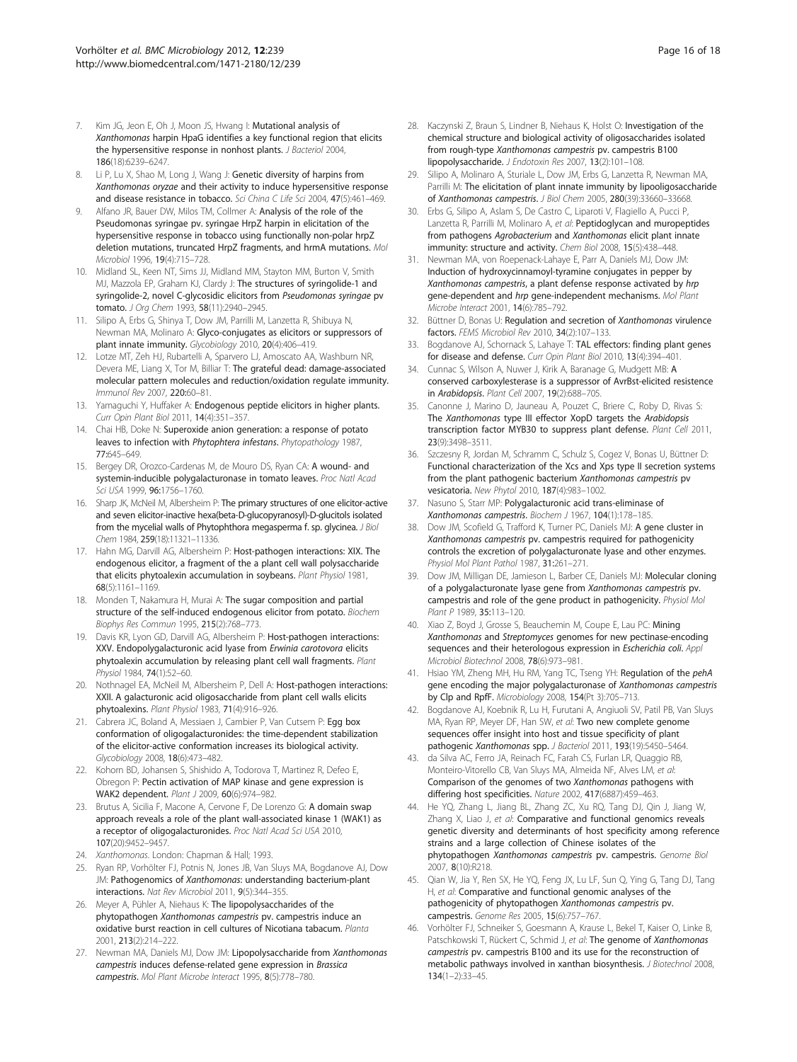7. Kim JG, Jeon E, Oh J, Moon JS, Hwang I: **Mutational analysis of *Xanthomonas* harpin HpaG identifies a key functional region that elicits the hypersensitive response in nonhost plants.** *J Bacteriol* 2004, **186**(18):6239–6247.
8. Li P, Lu X, Shao M, Long J, Wang J: **Genetic diversity of harpins from *Xanthomonas oryzae* and their activity to induce hypersensitive response and disease resistance in tobacco.** *Sci China C Life Sci* 2004, **47**(5):461–469.
9. Alfano JR, Bauer DW, Milos TM, Collmer A: **Analysis of the role of the Pseudomonas syringae pv. syringae HrpZ harpin in elicitation of the hypersensitive response in tobacco using functionally non-polar hrpZ deletion mutations, truncated HrpZ fragments, and hrmA mutations.** *Mol Microbiol* 1996, **19**(4):715–728.
10. Midland SL, Keen NT, Sims JJ, Midland MM, Stayton MM, Burton V, Smith MJ, Mazzola EP, Graham KJ, Clardy J: **The structures of syringolide-1 and syringolide-2, novel C-glycosidic elicitors from *Pseudomonas syringae* pv tomato.** *J Org Chem* 1993, **58**(11):2940–2945.
11. Silipo A, Erbs G, Shinya T, Dow JM, Parrilli M, Lanzetta R, Shibuya N, Newman MA, Molinaro A: **Glyco-conjugates as elicitors or suppressors of plant innate immunity.** *Glycobiology* 2010, **20**(4):406–419.
12. Lotze MT, Zeh HJ, Rubartelli A, Sparvero LJ, Amoscato AA, Washburn NR, Devera ME, Liang X, Tor M, Billiar T: **The grateful dead: damage-associated molecular pattern molecules and reduction/oxidation regulate immunity.** *Immunol Rev* 2007, **220:**60–81.
13. Yamaguchi Y, Huffaker A: **Endogenous peptide elicitors in higher plants.** *Curr Opin Plant Biol* 2011, **14**(4):351–357.
14. Chai HB, Doke N: **Superoxide anion generation: a response of potato leaves to infection with *Phytophtera infestans*.** *Phytopathology* 1987, **77:**645–649.
15. Bergey DR, Orozco-Cardenas M, de Mouro DS, Ryan CA: **A wound- and systemin-inducible polygalacturonase in tomato leaves.** *Proc Natl Acad Sci USA* 1999, **96:**1756–1760.
16. Sharp JK, McNeil M, Albersheim P: **The primary structures of one elicitor-active and seven elicitor-inactive hexa(beta-D-glucopyranosyl)-D-glucitols isolated from the mycelial walls of Phytophthora megasperma f. sp. glycinea.** *J Biol Chem* 1984, **259**(18):11321–11336.
17. Hahn MG, Darvill AG, Albersheim P: **Host-pathogen interactions: XIX. The endogenous elicitor, a fragment of the a plant cell wall polysaccharide that elicits phytoalexin accumulation in soybeans.** *Plant Physiol* 1981, **68**(5):1161–1169.
18. Monden T, Nakamura H, Murai A: **The sugar composition and partial structure of the self-induced endogenous elicitor from potato.** *Biochem Biophys Res Commun* 1995, **215**(2):768–773.
19. Davis KR, Lyon GD, Darvill AG, Albersheim P: **Host-pathogen interactions: XXV. Endopolygalacturonic acid lyase from *Erwinia carotovora* elicits phytoalexin accumulation by releasing plant cell wall fragments.** *Plant Physiol* 1984, **74**(1):52–60.
20. Nothnagel EA, McNeil M, Albersheim P, Dell A: **Host-pathogen interactions: XXII. A galacturonic acid oligosaccharide from plant cell walls elicits phytoalexins.** *Plant Physiol* 1983, **71**(4):916–926.
21. Cabrera JC, Boland A, Messiaen J, Cambier P, Van Cutsem P: **Egg box conformation of oligogalacturonides: the time-dependent stabilization of the elicitor-active conformation increases its biological activity.** *Glycobiology* 2008, **18**(6):473–482.
22. Kohorn BD, Johansen S, Shishido A, Todorova T, Martinez R, Defeo E, Obregon P: **Pectin activation of MAP kinase and gene expression is WAK2 dependent.** *Plant J* 2009, **60**(6):974–982.
23. Brutus A, Sicilia F, Macone A, Cervone F, De Lorenzo G: **A domain swap approach reveals a role of the plant wall-associated kinase 1 (WAK1) as a receptor of oligogalacturonides.** *Proc Natl Acad Sci USA* 2010, **107**(20):9452–9457.
24. *Xanthomonas*. London: Chapman & Hall; 1993.
25. Ryan RP, Vorhölter FJ, Potnis N, Jones JB, Van Sluys MA, Bogdanove AJ, Dow JM: **Pathogenomics of *Xanthomonas*: understanding bacterium-plant interactions.** *Nat Rev Microbiol* 2011, **9**(5):344–355.
26. Meyer A, Pühler A, Niehaus K: **The lipopolysaccharides of the phytopathogen *Xanthomonas campestris* pv. campestris induce an oxidative burst reaction in cell cultures of Nicotiana tabacum.** *Planta* 2001, **213**(2):214–222.
27. Newman MA, Daniels MJ, Dow JM: **Lipopolysaccharide from *Xanthomonas campestris* induces defense-related gene expression in *Brassica campestris*.** *Mol Plant Microbe Interact* 1995, **8**(5):778–780.
28. Kaczynski Z, Braun S, Lindner B, Niehaus K, Holst O: **Investigation of the chemical structure and biological activity of oligosaccharides isolated from rough-type *Xanthomonas campestris* pv. campestris B100 lipopolysaccharide.** *J Endotoxin Res* 2007, **13**(2):101–108.
29. Silipo A, Molinaro A, Sturiale L, Dow JM, Erbs G, Lanzetta R, Newman MA, Parrilli M: **The elicitation of plant innate immunity by lipooligosaccharide of *Xanthomonas campestris*.** *J Biol Chem* 2005, **280**(39):33660–33668.
30. Erbs G, Silipo A, Aslam S, De Castro C, Liparoti V, Flagiello A, Pucci P, Lanzetta R, Parrilli M, Molinaro A, *et al*: **Peptidoglycan and muropeptides from pathogens *Agrobacterium* and *Xanthomonas* elicit plant innate immunity: structure and activity.** *Chem Biol* 2008, **15**(5):438–448.
31. Newman MA, von Roepenack-Lahaye E, Parr A, Daniels MJ, Dow JM: **Induction of hydroxycinnamoyl-tyramine conjugates in pepper by *Xanthomonas campestris*, a plant defense response activated by *hrp* gene-dependent and *hrp* gene-independent mechanisms.** *Mol Plant Microbe Interact* 2001, **14**(6):785–792.
32. Büttner D, Bonas U: **Regulation and secretion of *Xanthomonas* virulence factors.** *FEMS Microbiol Rev* 2010, **34**(2):107–133.
33. Bogdanove AJ, Schornack S, Lahaye T: **TAL effectors: finding plant genes for disease and defense.** *Curr Opin Plant Biol* 2010, **13**(4):394–401.
34. Cunnac S, Wilson A, Nuwer J, Kirik A, Baranage G, Mudgett MB: **A conserved carboxylesterase is a suppressor of AvrBst-elicited resistence in *Arabidopsis*.** *Plant Cell* 2007, **19**(2):688–705.
35. Canonne J, Marino D, Jauneau A, Pouzet C, Briere C, Roby D, Rivas S: **The *Xanthomonas* type III effector XopD targets the *Arabidopsis* transcription factor MYB30 to suppress plant defense.** *Plant Cell* 2011, **23**(9):3498–3511.
36. Szczesny R, Jordan M, Schramm C, Schulz S, Cogez V, Bonas U, Büttner D: **Functional characterization of the Xcs and Xps type II secretion systems from the plant pathogenic bacterium *Xanthomonas campestris* pv vesicatoria.** *New Phytol* 2010, **187**(4):983–1002.
37. Nasuno S, Starr MP: **Polygalacturonic acid trans-eliminase of *Xanthomonas campestris*.** *Biochem J* 1967, **104**(1):178–185.
38. Dow JM, Scofield G, Trafford K, Turner PC, Daniels MJ: **A gene cluster in *Xanthomonas campestris* pv. campestris required for pathogenicity controls the excretion of polygalacturonate lyase and other enzymes.** *Physiol Mol Plant Pathol* 1987, **31:**261–271.
39. Dow JM, Milligan DE, Jamieson L, Barber CE, Daniels MJ: **Molecular cloning of a polygalacturonate lyase gene from *Xanthomonas campestris* pv. campestris and role of the gene product in pathogenicity.** *Physiol Mol Plant P* 1989, **35:**113–120.
40. Xiao Z, Boyd J, Grosse S, Beauchemin M, Coupe E, Lau PC: **Mining *Xanthomonas* and *Streptomyces* genomes for new pectinase-encoding sequences and their heterologous expression in *Escherichia coli*.** *Appl Microbiol Biotechnol* 2008, **78**(6):973–981.
41. Hsiao YM, Zheng MH, Hu RM, Yang TC, Tseng YH: **Regulation of the *pehA* gene encoding the major polygalacturonase of *Xanthomonas campestris* by Clp and RpfF.** *Microbiology* 2008, **154**(Pt 3):705–713.
42. Bogdanove AJ, Koebnik R, Lu H, Furutani A, Angiuoli SV, Patil PB, Van Sluys MA, Ryan RP, Meyer DF, Han SW, *et al*: **Two new complete genome sequences offer insight into host and tissue specificity of plant pathogenic *Xanthomonas* spp.** *J Bacteriol* 2011, **193**(19):5450–5464.
43. da Silva AC, Ferro JA, Reinach FC, Farah CS, Furlan LR, Quaggio RB, Monteiro-Vitorello CB, Van Sluys MA, Almeida NF, Alves LM, *et al*: **Comparison of the genomes of two *Xanthomonas* pathogens with differing host specificities.** *Nature* 2002, **417**(6887):459–463.
44. He YQ, Zhang L, Jiang BL, Zhang ZC, Xu RQ, Tang DJ, Qin J, Jiang W, Zhang X, Liao J, *et al*: **Comparative and functional genomics reveals genetic diversity and determinants of host specificity among reference strains and a large collection of Chinese isolates of the phytopathogen *Xanthomonas campestris* pv. campestris.** *Genome Biol* 2007, **8**(10):R218.
45. Qian W, Jia Y, Ren SX, He YQ, Feng JX, Lu LF, Sun Q, Ying G, Tang DJ, Tang H, *et al*: **Comparative and functional genomic analyses of the pathogenicity of phytopathogen *Xanthomonas campestris* pv. campestris.** *Genome Res* 2005, **15**(6):757–767.
46. Vorhölter FJ, Schneiker S, Goesmann A, Krause L, Bekel T, Kaiser O, Linke B, Patschkowski T, Rückert C, Schmid J, *et al*: **The genome of *Xanthomonas campestris* pv. campestris B100 and its use for the reconstruction of metabolic pathways involved in xanthan biosynthesis.** *J Biotechnol* 2008, **134**(1–2):33–45.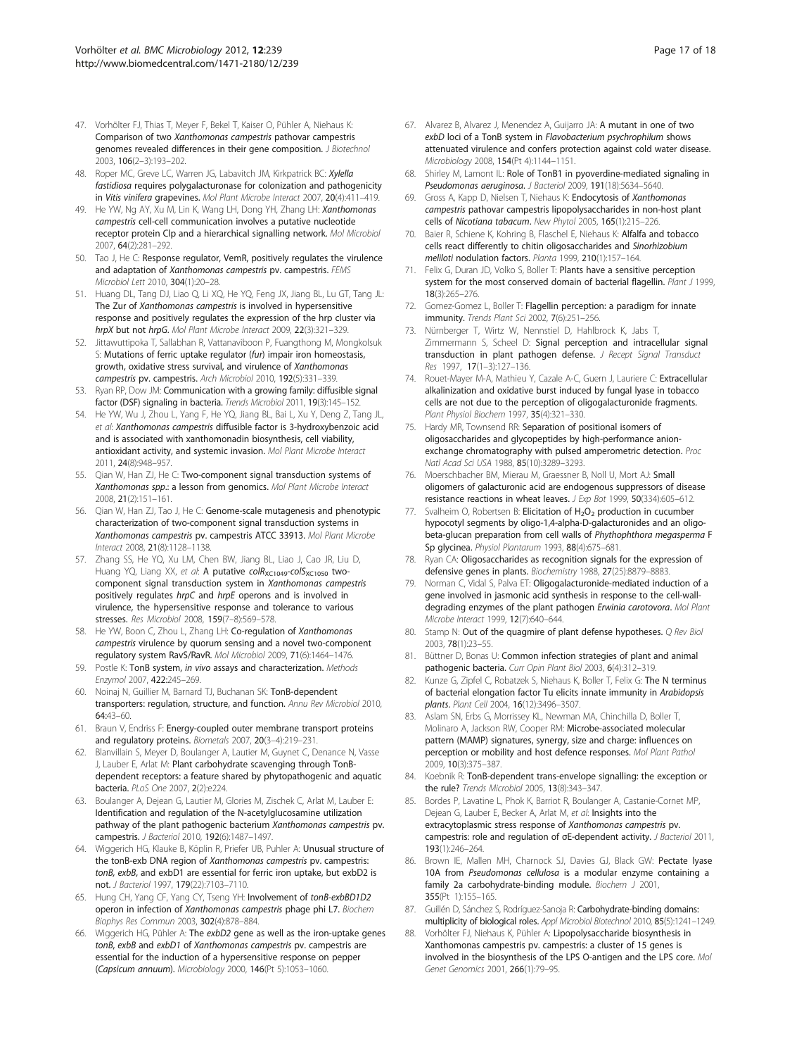47. Vorhölter FJ, Thias T, Meyer F, Bekel T, Kaiser O, Pühler A, Niehaus K: Comparison of two *Xanthomonas campestris* pathovar campestris genomes revealed differences in their gene composition. *J Biotechnol* 2003, **106**(2–3):193–202.
48. Roper MC, Greve LC, Warren JG, Labavitch JM, Kirkpatrick BC: *Xylella fastidiosa* requires polygalacturonase for colonization and pathogenicity in *Vitis vinifera* grapevines. *Mol Plant Microbe Interact* 2007, **20**(4):411–419.
49. He YW, Ng AY, Xu M, Lin K, Wang LH, Dong YH, Zhang LH: *Xanthomonas campestris* cell-cell communication involves a putative nucleotide receptor protein Clp and a hierarchical signalling network. *Mol Microbiol* 2007, **64**(2):281–292.
50. Tao J, He C: Response regulator, VemR, positively regulates the virulence and adaptation of *Xanthomonas campestris* pv. campestris. *FEMS Microbiol Lett* 2010, **304**(1):20–28.
51. Huang DL, Tang DJ, Liao Q, Li XQ, He YQ, Feng JX, Jiang BL, Lu GT, Tang JL: The Zur of *Xanthomonas campestris* is involved in hypersensitive response and positively regulates the expression of the hrp cluster via *hrpX* but not *hrpG*. *Mol Plant Microbe Interact* 2009, **22**(3):321–329.
52. Jittawuttipoka T, Sallabhan R, Vattanaviboon P, Fuangthong M, Mongkolsuk S: Mutations of ferric uptake regulator (*fur*) impair iron homeostasis, growth, oxidative stress survival, and virulence of *Xanthomonas campestris* pv. campestris. *Arch Microbiol* 2010, **192**(5):331–339.
53. Ryan RP, Dow JM: Communication with a growing family: diffusible signal factor (DSF) signaling in bacteria. *Trends Microbiol* 2011, **19**(3):145–152.
54. He YW, Wu J, Zhou L, Yang F, He YQ, Jiang BL, Bai L, Xu Y, Deng Z, Tang JL, *et al*: *Xanthomonas campestris* diffusible factor is 3-hydroxybenzoic acid and is associated with xanthomonadin biosynthesis, cell viability, antioxidant activity, and systemic invasion. *Mol Plant Microbe Interact* 2011, **24**(8):948–957.
55. Qian W, Han ZJ, He C: Two-component signal transduction systems of *Xanthomonas spp.*: a lesson from genomics. *Mol Plant Microbe Interact* 2008, **21**(2):151–161.
56. Qian W, Han ZJ, Tao J, He C: Genome-scale mutagenesis and phenotypic characterization of two-component signal transduction systems in *Xanthomonas campestris* pv. campestris ATCC 33913. *Mol Plant Microbe Interact* 2008, **21**(8):1128–1138.
57. Zhang SS, He YQ, Xu LM, Chen BW, Jiang BL, Liao J, Cao JR, Liu D, Huang YQ, Liang XX, *et al*: A putative $colR_{XC1049}$-$colS_{XC1050}$ two-component signal transduction system in *Xanthomonas campestris* positively regulates *hrpC* and *hrpE* operons and is involved in virulence, the hypersensitive response and tolerance to various stresses. *Res Microbiol* 2008, **159**(7–8):569–578.
58. He YW, Boon C, Zhou L, Zhang LH: Co-regulation of *Xanthomonas campestris* virulence by quorum sensing and a novel two-component regulatory system RavS/RavR. *Mol Microbiol* 2009, **71**(6):1464–1476.
59. Postle K: TonB system, *in vivo* assays and characterization. *Methods Enzymol* 2007, **422:**245–269.
60. Noinaj N, Guillier M, Barnard TJ, Buchanan SK: TonB-dependent transporters: regulation, structure, and function. *Annu Rev Microbiol* 2010, **64:**43–60.
61. Braun V, Endriss F: Energy-coupled outer membrane transport proteins and regulatory proteins. *Biometals* 2007, **20**(3–4):219–231.
62. Blanvillain S, Meyer D, Boulanger A, Lautier M, Guynet C, Denance N, Vasse J, Lauber E, Arlat M: Plant carbohydrate scavenging through TonB-dependent receptors: a feature shared by phytopathogenic and aquatic bacteria. *PLoS One* 2007, **2**(2):e224.
63. Boulanger A, Dejean G, Lautier M, Glories M, Zischek C, Arlat M, Lauber E: Identification and regulation of the N-acetylglucosamine utilization pathway of the plant pathogenic bacterium *Xanthomonas campestris* pv. campestris. *J Bacteriol* 2010, **192**(6):1487–1497.
64. Wiggerich HG, Klauke B, Köplin R, Priefer UB, Puhler A: Unusual structure of the tonB-exb DNA region of *Xanthomonas campestris* pv. campestris: *tonB*, *exbB*, and exbD1 are essential for ferric iron uptake, but exbD2 is not. *J Bacteriol* 1997, **179**(22):7103–7110.
65. Hung CH, Yang CF, Yang CY, Tseng YH: Involvement of *tonB-exbBD1D2* operon in infection of *Xanthomonas campestris* phage phi L7. *Biochem Biophys Res Commun* 2003, **302**(4):878–884.
66. Wiggerich HG, Pühler A: The *exbD2* gene as well as the iron-uptake genes *tonB*, *exbB* and *exbD1* of *Xanthomonas campestris* pv. campestris are essential for the induction of a hypersensitive response on pepper (*Capsicum annuum*). *Microbiology* 2000, **146**(Pt 5):1053–1060.
67. Alvarez B, Alvarez J, Menendez A, Guijarro JA: A mutant in one of two *exbD* loci of a TonB system in *Flavobacterium psychrophilum* shows attenuated virulence and confers protection against cold water disease. *Microbiology* 2008, **154**(Pt 4):1144–1151.
68. Shirley M, Lamont IL: Role of TonB1 in pyoverdine-mediated signaling in *Pseudomonas aeruginosa*. *J Bacteriol* 2009, **191**(18):5634–5640.
69. Gross A, Kapp D, Nielsen T, Niehaus K: Endocytosis of *Xanthomonas campestris* pathovar campestris lipopolysaccharides in non-host plant cells of *Nicotiana tabacum*. *New Phytol* 2005, **165**(1):215–226.
70. Baier R, Schiene K, Kohring B, Flaschel E, Niehaus K: Alfalfa and tobacco cells react differently to chitin oligosaccharides and *Sinorhizobium meliloti* nodulation factors. *Planta* 1999, **210**(1):157–164.
71. Felix G, Duran JD, Volko S, Boller T: Plants have a sensitive perception system for the most conserved domain of bacterial flagellin. *Plant J* 1999, **18**(3):265–276.
72. Gomez-Gomez L, Boller T: Flagellin perception: a paradigm for innate immunity. *Trends Plant Sci* 2002, **7**(6):251–256.
73. Nürnberger T, Wirtz W, Nennstiel D, Hahlbrock K, Jabs T, Zimmermann S, Scheel D: Signal perception and intracellular signal transduction in plant pathogen defense. *J Recept Signal Transduct Res* 1997, **17**(1–3):127–136.
74. Rouet-Mayer M-A, Mathieu Y, Cazale A-C, Guern J, Lauriere C: Extracellular alkalinization and oxidative burst induced by fungal lyase in tobacco cells are not due to the perception of oligogalacturonide fragments. *Plant Physiol Biochem* 1997, **35**(4):321–330.
75. Hardy MR, Townsend RR: Separation of positional isomers of oligosaccharides and glycopeptides by high-performance anion-exchange chromatography with pulsed amperometric detection. *Proc Natl Acad Sci USA* 1988, **85**(10):3289–3293.
76. Moerschbacher BM, Mierau M, Graessner B, Noll U, Mort AJ: Small oligomers of galacturonic acid are endogenous suppressors of disease resistance reactions in wheat leaves. *J Exp Bot* 1999, **50**(334):605–612.
77. Svalheim O, Robertsen B: Elicitation of $H_2O_2$ production in cucumber hypocotyl segments by oligo-1,4-alpha-D-galacturonides and an oligo-beta-glucan preparation from cell walls of *Phythophthora megasperma* F Sp glycinea. *Physiol Plantarum* 1993, **88**(4):675–681.
78. Ryan CA: Oligosaccharides as recognition signals for the expression of defensive genes in plants. *Biochemistry* 1988, **27**(25):8879–8883.
79. Norman C, Vidal S, Palva ET: Oligogalacturonide-mediated induction of a gene involved in jasmonic acid synthesis in response to the cell-wall-degrading enzymes of the plant pathogen *Erwinia carotovora*. *Mol Plant Microbe Interact* 1999, **12**(7):640–644.
80. Stamp N: Out of the quagmire of plant defense hypotheses. *Q Rev Biol* 2003, **78**(1):23–55.
81. Büttner D, Bonas U: Common infection strategies of plant and animal pathogenic bacteria. *Curr Opin Plant Biol* 2003, **6**(4):312–319.
82. Kunze G, Zipfel C, Robatzek S, Niehaus K, Boller T, Felix G: The N terminus of bacterial elongation factor Tu elicits innate immunity in *Arabidopsis* plants. *Plant Cell* 2004, **16**(12):3496–3507.
83. Aslam SN, Erbs G, Morrissey KL, Newman MA, Chinchilla D, Boller T, Molinaro A, Jackson RW, Cooper RM: Microbe-associated molecular pattern (MAMP) signatures, synergy, size and charge: influences on perception or mobility and host defence responses. *Mol Plant Pathol* 2009, **10**(3):375–387.
84. Koebnik R: TonB-dependent trans-envelope signalling: the exception or the rule? *Trends Microbiol* 2005, **13**(8):343–347.
85. Bordes P, Lavatine L, Phok K, Barriot R, Boulanger A, Castanie-Cornet MP, Dejean G, Lauber E, Becker A, Arlat M, *et al*: Insights into the extracytoplasmic stress response of *Xanthomonas campestris* pv. campestris: role and regulation of σE-dependent activity. *J Bacteriol* 2011, **193**(1):246–264.
86. Brown IE, Mallen MH, Charnock SJ, Davies GJ, Black GW: Pectate lyase 10A from *Pseudomonas cellulosa* is a modular enzyme containing a family 2a carbohydrate-binding module. *Biochem J* 2001, **355**(Pt 1):155–165.
87. Guillén D, Sánchez S, Rodríguez-Sanoja R: Carbohydrate-binding domains: multiplicity of biological roles. *Appl Microbiol Biotechnol* 2010, **85**(5):1241–1249.
88. Vorhölter FJ, Niehaus K, Pühler A: Lipopolysaccharide biosynthesis in Xanthomonas campestris pv. campestris: a cluster of 15 genes is involved in the biosynthesis of the LPS O-antigen and the LPS core. *Mol Genet Genomics* 2001, **266**(1):79–95.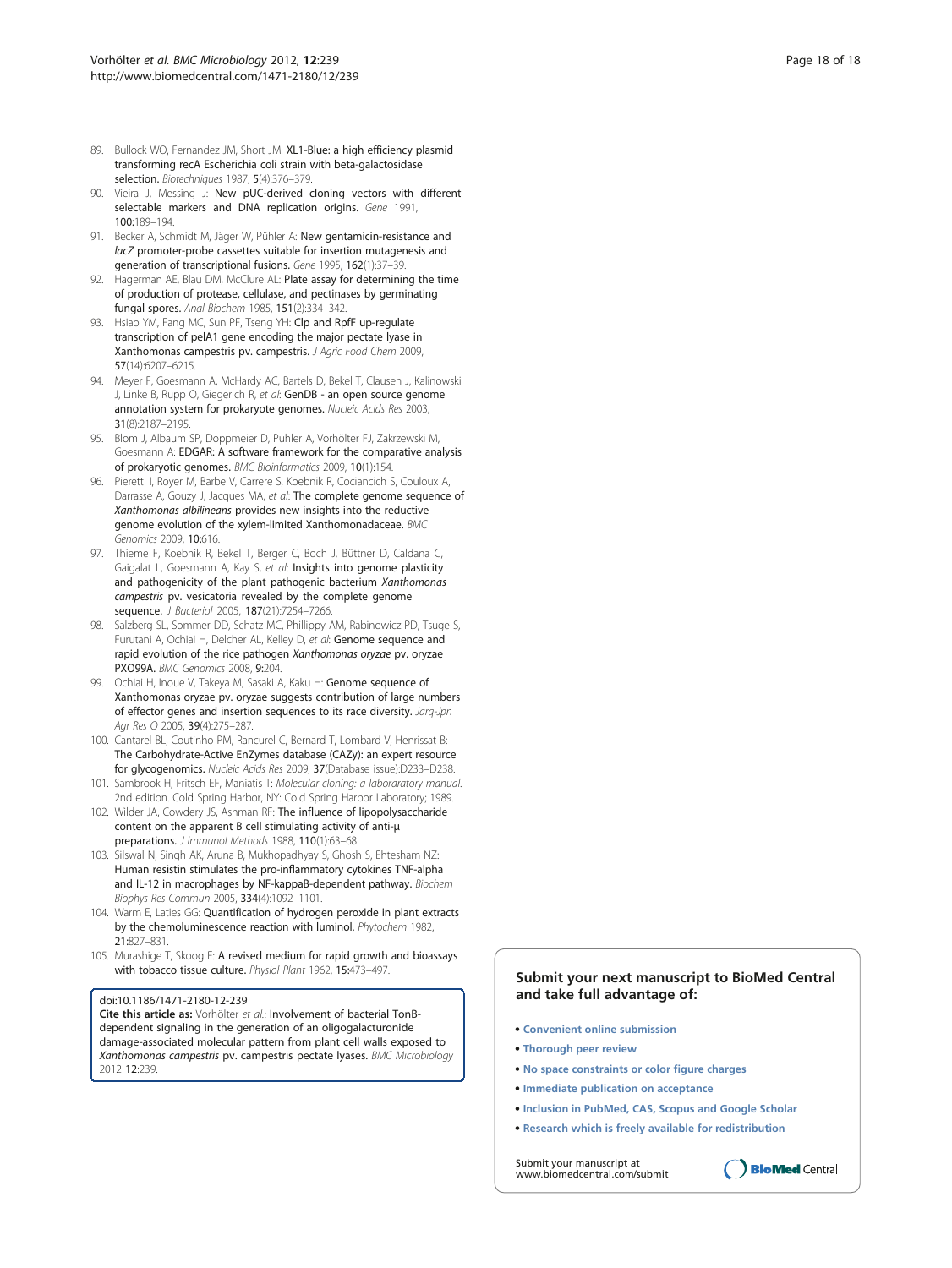89. Bullock WO, Fernandez JM, Short JM: **XL1-Blue: a high efficiency plasmid transforming recA Escherichia coli strain with beta-galactosidase selection.** *Biotechniques* 1987, **5**(4):376–379.
90. Vieira J, Messing J: **New pUC-derived cloning vectors with different selectable markers and DNA replication origins.** *Gene* 1991, **100**:189–194.
91. Becker A, Schmidt M, Jäger W, Pühler A: **New gentamicin-resistance and *lacZ* promoter-probe cassettes suitable for insertion mutagenesis and generation of transcriptional fusions.** *Gene* 1995, **162**(1):37–39.
92. Hagerman AE, Blau DM, McClure AL: **Plate assay for determining the time of production of protease, cellulase, and pectinases by germinating fungal spores.** *Anal Biochem* 1985, **151**(2):334–342.
93. Hsiao YM, Fang MC, Sun PF, Tseng YH: **Clp and RpfF up-regulate transcription of pelA1 gene encoding the major pectate lyase in Xanthomonas campestris pv. campestris.** *J Agric Food Chem* 2009, **57**(14):6207–6215.
94. Meyer F, Goesmann A, McHardy AC, Bartels D, Bekel T, Clausen J, Kalinowski J, Linke B, Rupp O, Giegerich R, *et al*: **GenDB - an open source genome annotation system for prokaryote genomes.** *Nucleic Acids Res* 2003, **31**(8):2187–2195.
95. Blom J, Albaum SP, Doppmeier D, Puhler A, Vorhölter FJ, Zakrzewski M, Goesmann A: **EDGAR: A software framework for the comparative analysis of prokaryotic genomes.** *BMC Bioinformatics* 2009, **10**(1):154.
96. Pieretti I, Royer M, Barbe V, Carrere S, Koebnik R, Cociancich S, Couloux A, Darrasse A, Gouzy J, Jacques MA, *et al*: **The complete genome sequence of *Xanthomonas albilineans* provides new insights into the reductive genome evolution of the xylem-limited Xanthomonadaceae.** *BMC Genomics* 2009, **10**:616.
97. Thieme F, Koebnik R, Bekel T, Berger C, Boch J, Büttner D, Caldana C, Gaigalat L, Goesmann A, Kay S, *et al*: **Insights into genome plasticity and pathogenicity of the plant pathogenic bacterium *Xanthomonas campestris* pv. vesicatoria revealed by the complete genome sequence.** *J Bacteriol* 2005, **187**(21):7254–7266.
98. Salzberg SL, Sommer DD, Schatz MC, Phillippy AM, Rabinowicz PD, Tsuge S, Furutani A, Ochiai H, Delcher AL, Kelley D, *et al*: **Genome sequence and rapid evolution of the rice pathogen *Xanthomonas oryzae* pv. oryzae PXO99A.** *BMC Genomics* 2008, **9**:204.
99. Ochiai H, Inoue V, Takeya M, Sasaki A, Kaku H: **Genome sequence of Xanthomonas oryzae pv. oryzae suggests contribution of large numbers of effector genes and insertion sequences to its race diversity.** *Jarq-Jpn Agr Res Q* 2005, **39**(4):275–287.
100. Cantarel BL, Coutinho PM, Rancurel C, Bernard T, Lombard V, Henrissat B: **The Carbohydrate-Active EnZymes database (CAZy): an expert resource for glycogenomics.** *Nucleic Acids Res* 2009, **37**(Database issue):D233–D238.
101. Sambrook H, Fritsch EF, Maniatis T: *Molecular cloning: a laboraratory manual.* 2nd edition. Cold Spring Harbor, NY: Cold Spring Harbor Laboratory; 1989.
102. Wilder JA, Cowdery JS, Ashman RF: **The influence of lipopolysaccharide content on the apparent B cell stimulating activity of anti-μ preparations.** *J Immunol Methods* 1988, **110**(1):63–68.
103. Silswal N, Singh AK, Aruna B, Mukhopadhyay S, Ghosh S, Ehtesham NZ: **Human resistin stimulates the pro-inflammatory cytokines TNF-alpha and IL-12 in macrophages by NF-kappaB-dependent pathway.** *Biochem Biophys Res Commun* 2005, **334**(4):1092–1101.
104. Warm E, Laties GG: **Quantification of hydrogen peroxide in plant extracts by the chemoluminescence reaction with luminol.** *Phytochem* 1982, **21**:827–831.
105. Murashige T, Skoog F: **A revised medium for rapid growth and bioassays with tobacco tissue culture.** *Physiol Plant* 1962, **15**:473–497.

doi:10.1186/1471-2180-12-239

**Cite this article as:** Vorhölter *et al.*: Involvement of bacterial TonB-dependent signaling in the generation of an oligogalacturonide damage-associated molecular pattern from plant cell walls exposed to *Xanthomonas campestris* pv. campestris pectate lyases. *BMC Microbiology* 2012 **12**:239.

**Submit your next manuscript to BioMed Central and take full advantage of:**

- **Convenient online submission**
- **Thorough peer review**
- **No space constraints or color figure charges**
- **Immediate publication on acceptance**
- **Inclusion in PubMed, CAS, Scopus and Google Scholar**
- **Research which is freely available for redistribution**

Submit your manuscript at
www.biomedcentral.com/submit

BioMed Central